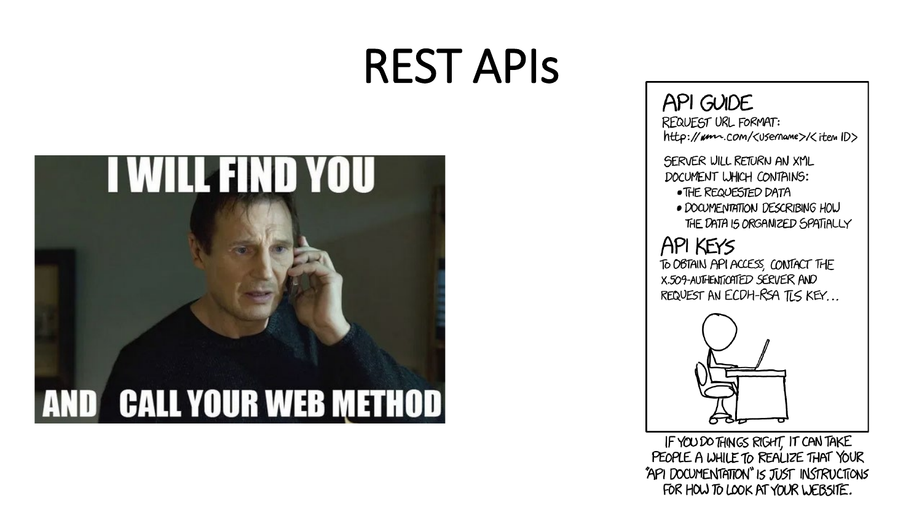# REST APIs

I WILL FIND YOU

AND CALL YOUR WEB METHOD

API GUIDE

REQUEST URL FORMAT:

http://www.com/<username>/<item ID>

SERVER WILL RETURN AN XML DOCUMENT WHICH CONTAINS:

- THE REQUESTED DATA
- DOCUMENTATION DESCRIBING HOW THE DATA IS ORGANIZED SPATIALLY

API KEYS

TO OBTAIN API ACCESS, CONTACT THE X.509-AUTHENTICATED SERVER AND REQUEST AN ECDH-RSA TLS KEY...

IF YOU DO THINGS RIGHT, IT CAN TAKE PEOPLE A WHILE TO REALIZE THAT YOUR "API DOCUMENTATION" IS JUST INSTRUCTIONS FOR HOW TO LOOK AT YOUR WEBSITE.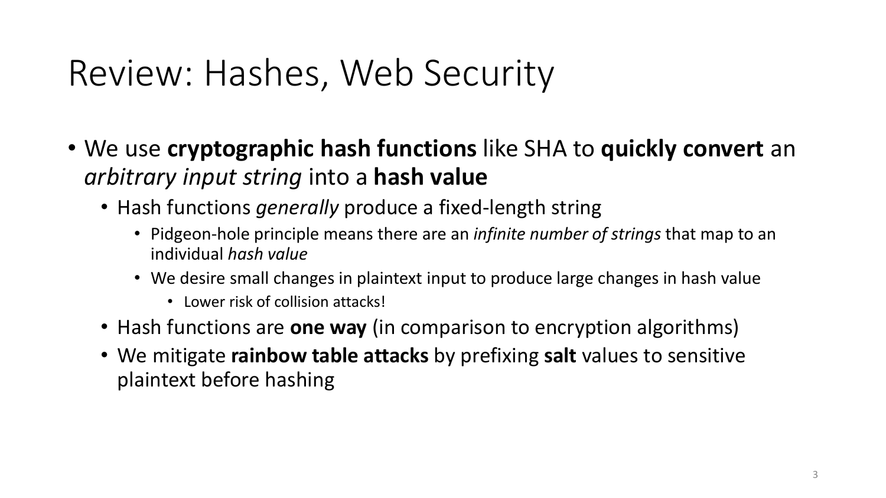# Review: Hashes, Web Security

- We use **cryptographic hash functions** like SHA to **quickly convert** an *arbitrary input string* into a **hash value**
  - Hash functions *generally* produce a fixed-length string
    - Pidgeon-hole principle means there are an *infinite number of strings* that map to an individual *hash value*
    - We desire small changes in plaintext input to produce large changes in hash value
      - Lower risk of collision attacks!
  - Hash functions are **one way** (in comparison to encryption algorithms)
  - We mitigate **rainbow table attacks** by prefixing **salt** values to sensitive plaintext before hashing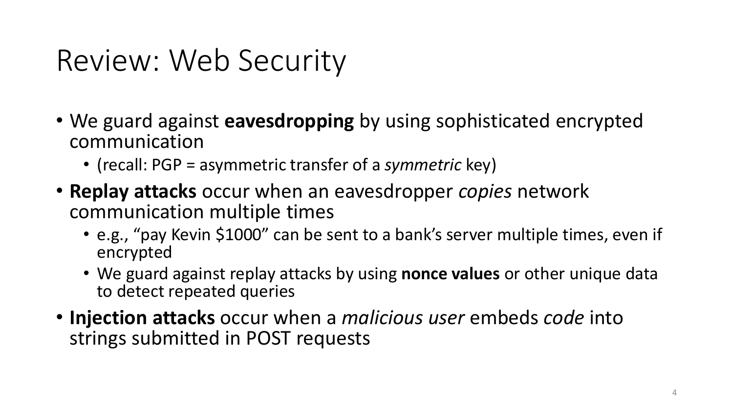# Review: Web Security

- We guard against **eavesdropping** by using sophisticated encrypted communication
  - (recall: PGP = asymmetric transfer of a *symmetric* key)
- **Replay attacks** occur when an eavesdropper *copies* network communication multiple times
  - e.g., “pay Kevin $1000” can be sent to a bank’s server multiple times, even if encrypted
  - We guard against replay attacks by using **nonce values** or other unique data to detect repeated queries
- **Injection attacks** occur when a *malicious user* embeds *code* into strings submitted in POST requests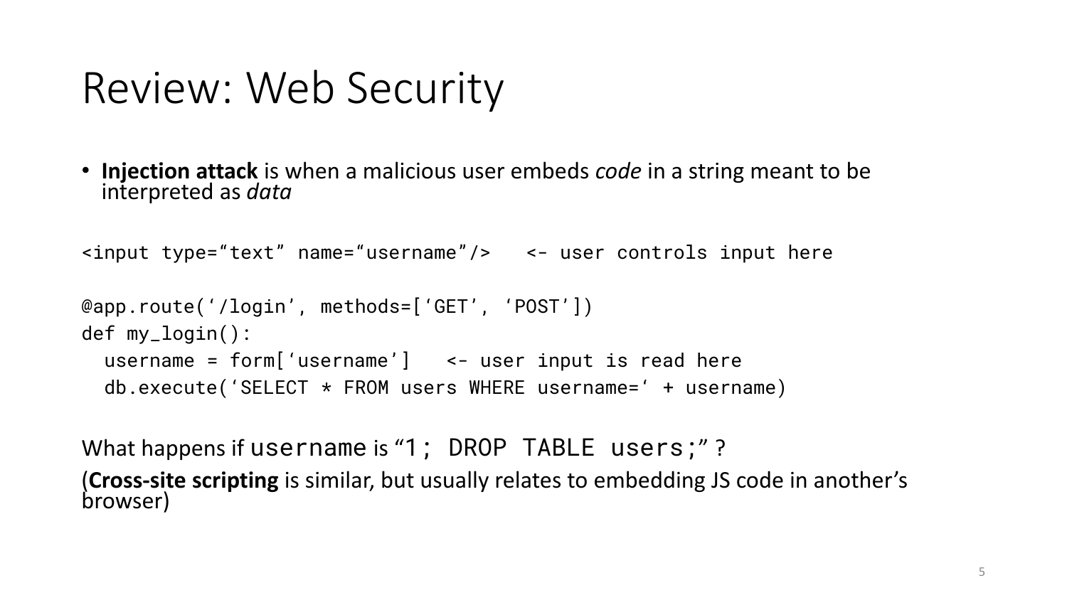# Review: Web Security

- **Injection attack** is when a malicious user embeds *code* in a string meant to be interpreted as *data*

```
<input type="text" name="username"/>   <- user controls input here
```

```
@app.route('/login', methods=['GET', 'POST'])
def my_login():
  username = form['username']   <- user input is read here
  db.execute('SELECT * FROM users WHERE username=' + username)
```

What happens if `username` is "`1; DROP TABLE users;`" ?

(**Cross-site scripting** is similar, but usually relates to embedding JS code in another's browser)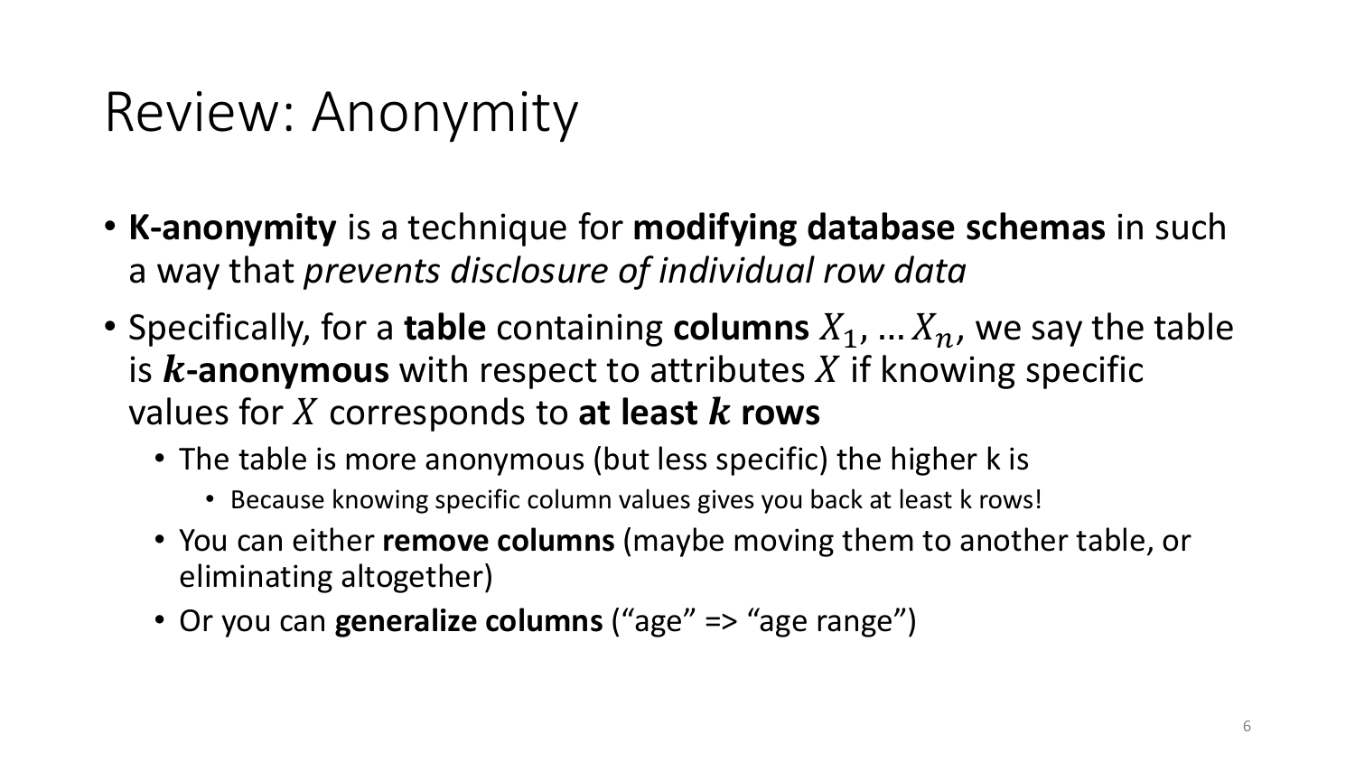# Review: Anonymity

- **K-anonymity** is a technique for **modifying database schemas** in such a way that *prevents disclosure of individual row data*
- Specifically, for a **table** containing **columns** $X_1, \ldots X_n$, we say the table is $\boldsymbol{k}$**-anonymous** with respect to attributes $X$ if knowing specific values for $X$ corresponds to **at least** $\boldsymbol{k}$ **rows**
  - The table is more anonymous (but less specific) the higher k is
    - Because knowing specific column values gives you back at least k rows!
  - You can either **remove columns** (maybe moving them to another table, or eliminating altogether)
  - Or you can **generalize columns** (“age” => “age range”)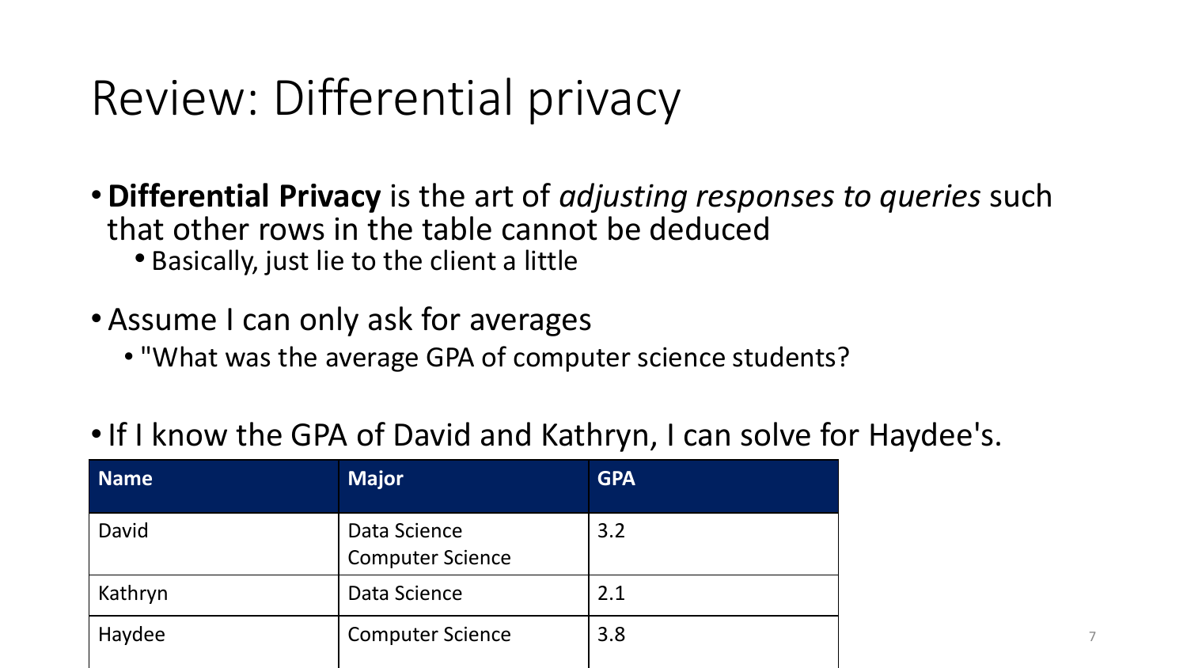# Review: Differential privacy

- **Differential Privacy** is the art of *adjusting responses to queries* such that other rows in the table cannot be deduced
  - Basically, just lie to the client a little
- Assume I can only ask for averages
  - "What was the average GPA of computer science students?
- If I know the GPA of David and Kathryn, I can solve for Haydee's.

| Name | Major | GPA |
|---|---|---|
| David | Data Science<br>Computer Science | 3.2 |
| Kathryn | Data Science | 2.1 |
| Haydee | Computer Science | 3.8 |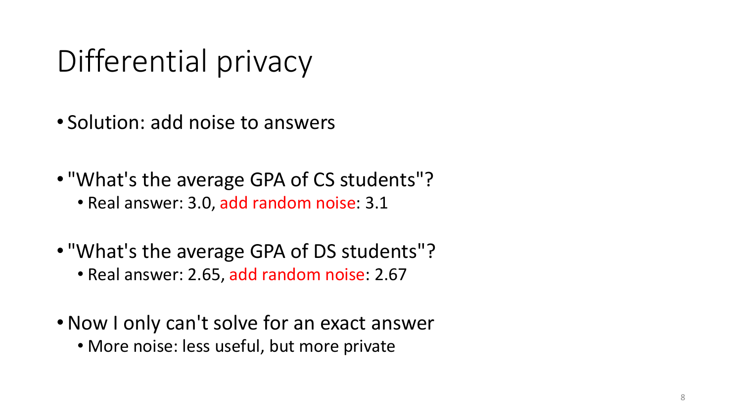# Differential privacy

- Solution: add noise to answers
- "What's the average GPA of CS students"?
  - Real answer: 3.0, add random noise: 3.1
- "What's the average GPA of DS students"?
  - Real answer: 2.65, add random noise: 2.67
- Now I only can't solve for an exact answer
  - More noise: less useful, but more private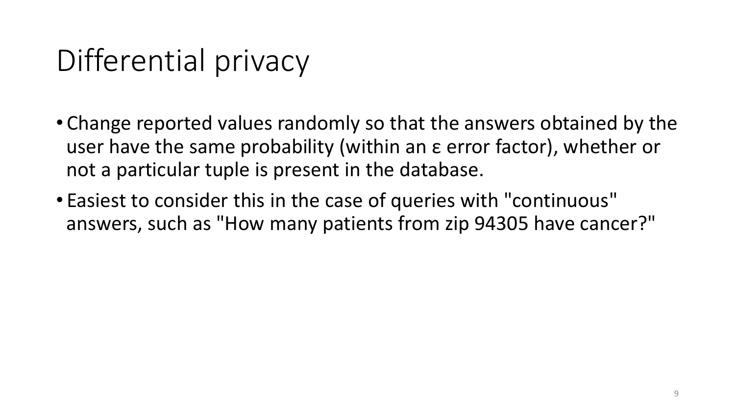# Differential privacy

- Change reported values randomly so that the answers obtained by the user have the same probability (within an $\varepsilon$ error factor), whether or not a particular tuple is present in the database.
- Easiest to consider this in the case of queries with "continuous" answers, such as "How many patients from zip 94305 have cancer?"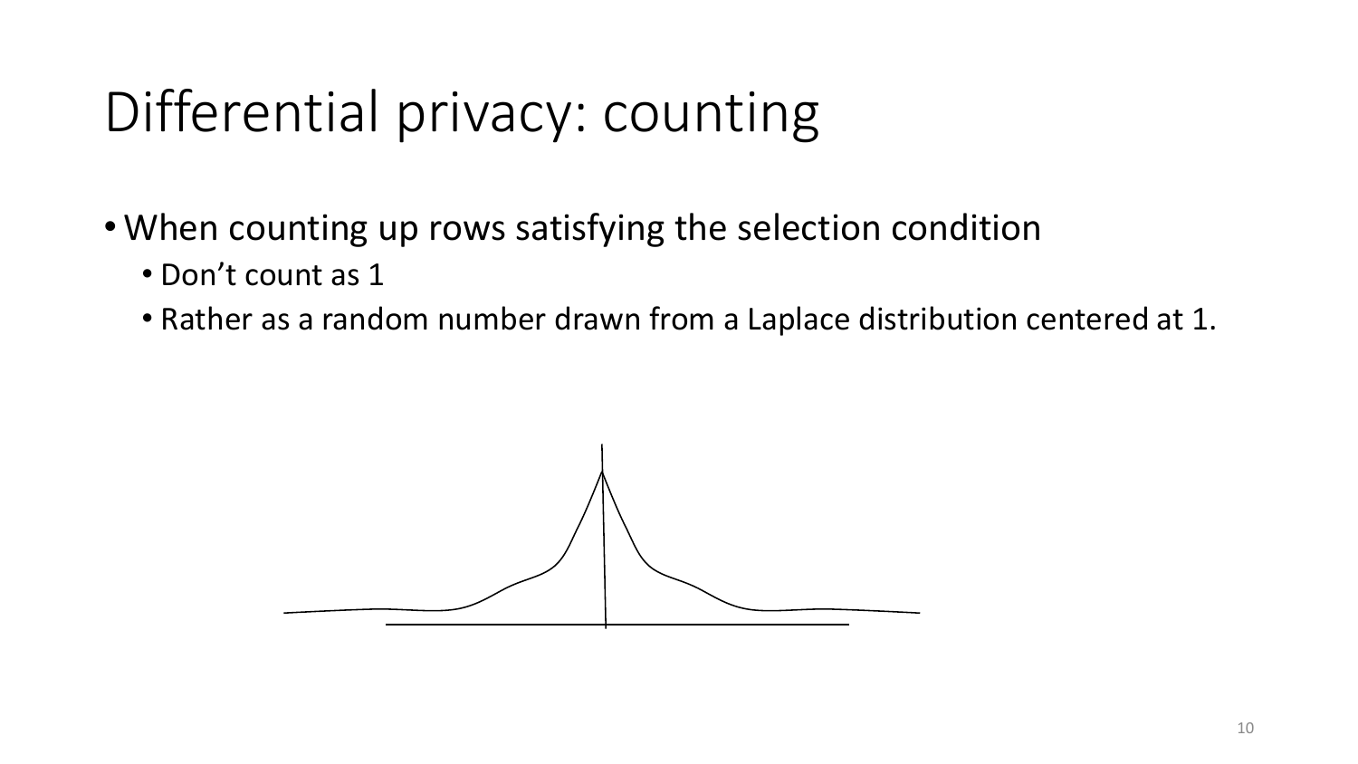# Differential privacy: counting

- When counting up rows satisfying the selection condition
  - Don't count as 1
  - Rather as a random number drawn from a Laplace distribution centered at 1.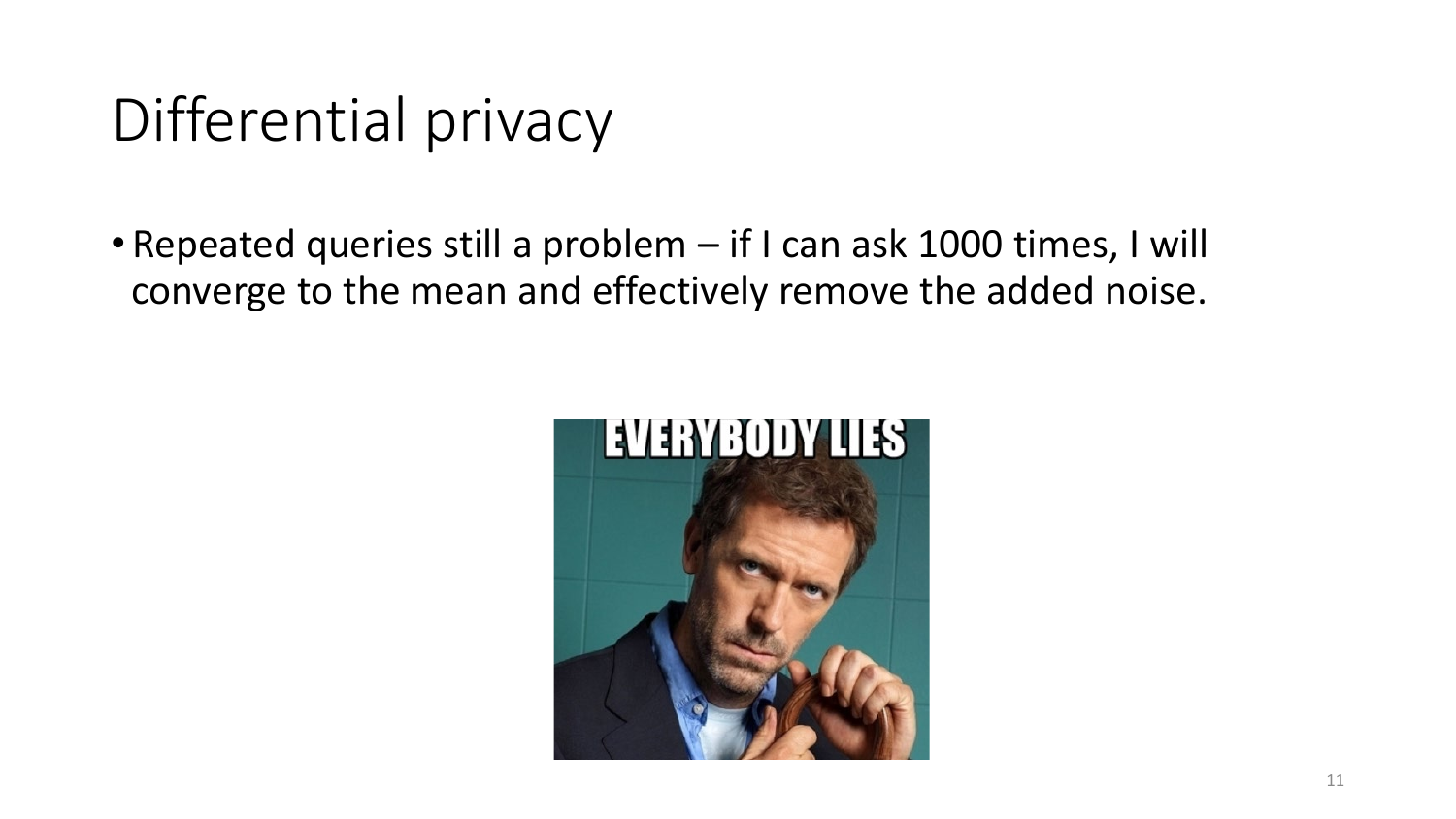# Differential privacy

- Repeated queries still a problem – if I can ask 1000 times, I will converge to the mean and effectively remove the added noise.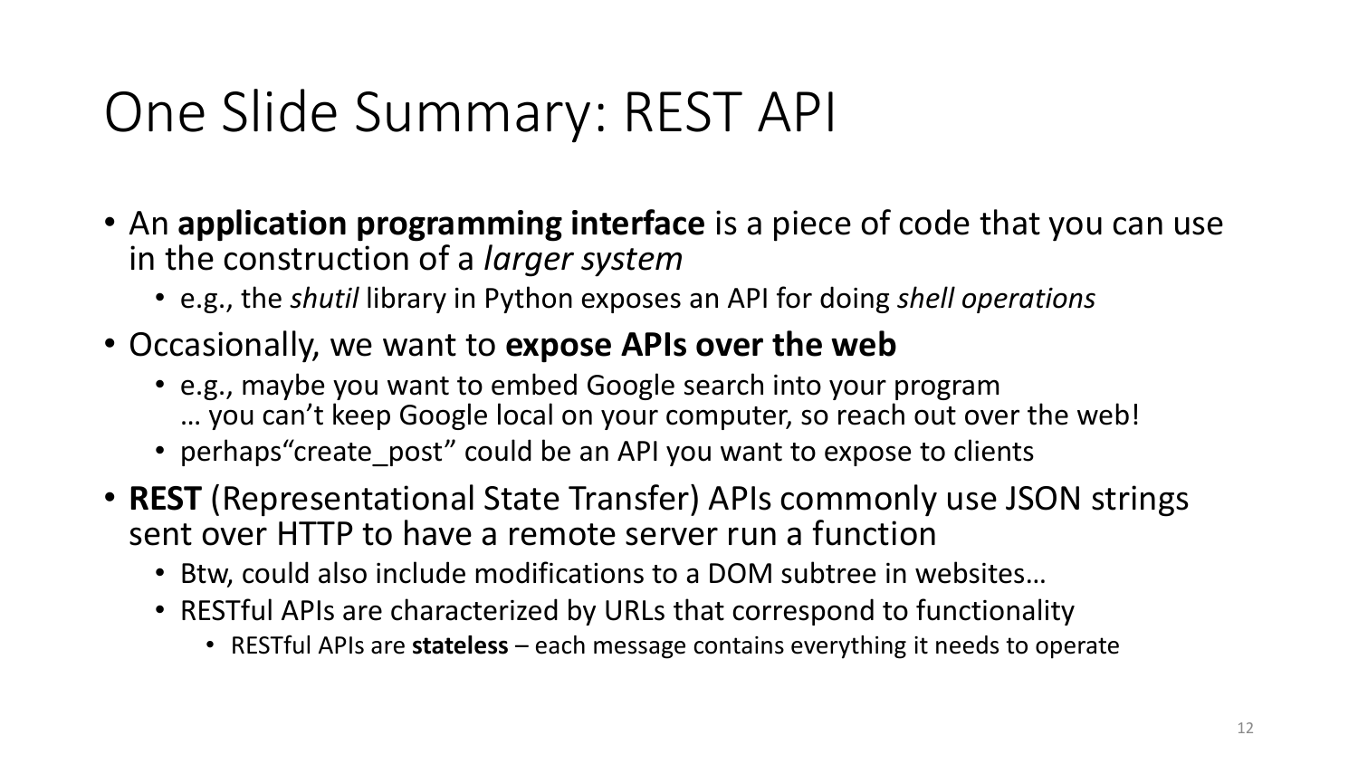# One Slide Summary: REST API

- An **application programming interface** is a piece of code that you can use in the construction of a *larger system*
  - e.g., the *shutil* library in Python exposes an API for doing *shell operations*
- Occasionally, we want to **expose APIs over the web**
  - e.g., maybe you want to embed Google search into your program … you can't keep Google local on your computer, so reach out over the web!
  - perhaps"create_post" could be an API you want to expose to clients
- **REST** (Representational State Transfer) APIs commonly use JSON strings sent over HTTP to have a remote server run a function
  - Btw, could also include modifications to a DOM subtree in websites…
  - RESTful APIs are characterized by URLs that correspond to functionality
    - RESTful APIs are **stateless** – each message contains everything it needs to operate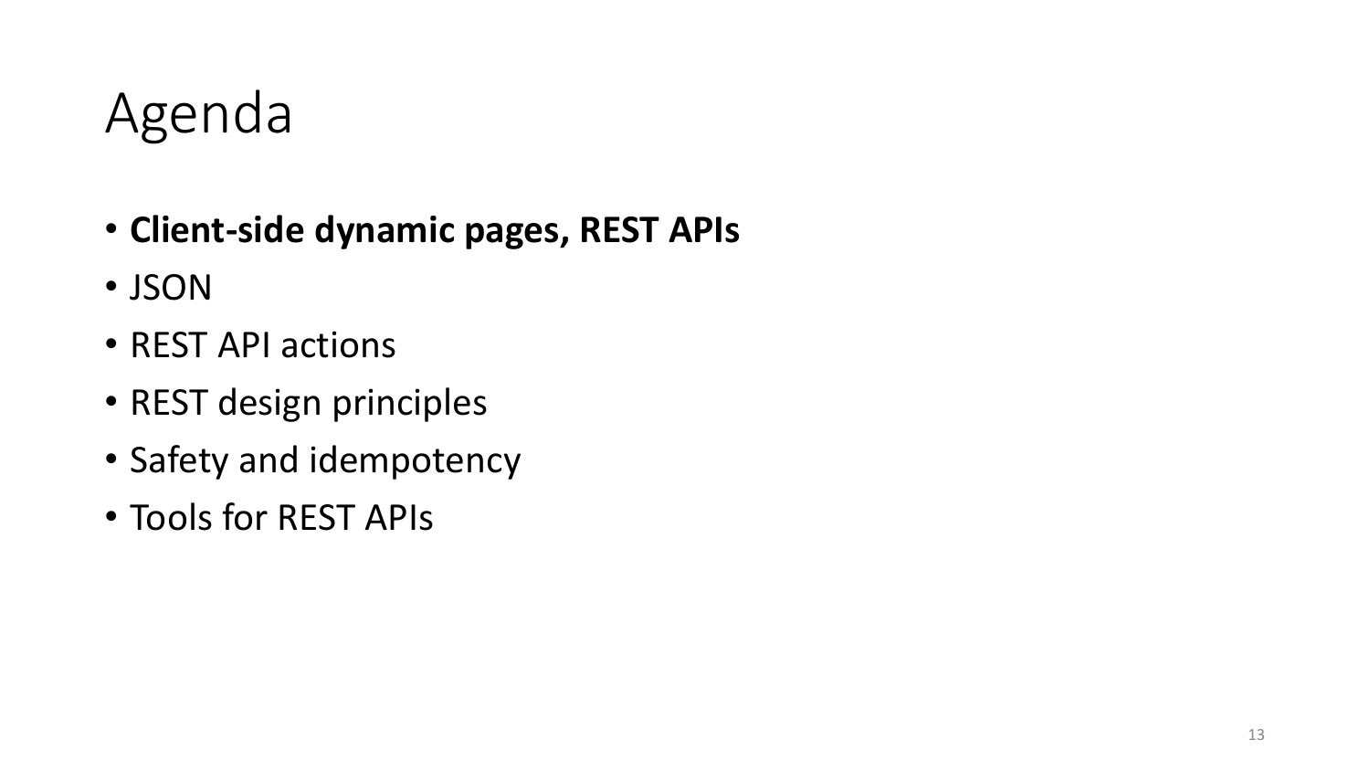# Agenda

- **Client-side dynamic pages, REST APIs**
- JSON
- REST API actions
- REST design principles
- Safety and idempotency
- Tools for REST APIs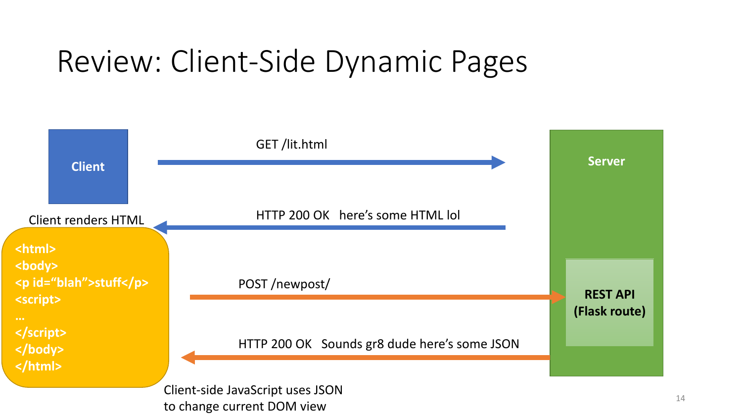# Review: Client-Side Dynamic Pages

Client

GET /lit.html

Server

HTTP 200 OK here's some HTML lol

Client renders HTML

```
<html>
<body>
<p id="blah">stuff</p>
<script>
...
</script>
</body>
</html>
```

POST /newpost/

REST API (Flask route)

HTTP 200 OK Sounds gr8 dude here's some JSON

Client-side JavaScript uses JSON to change current DOM view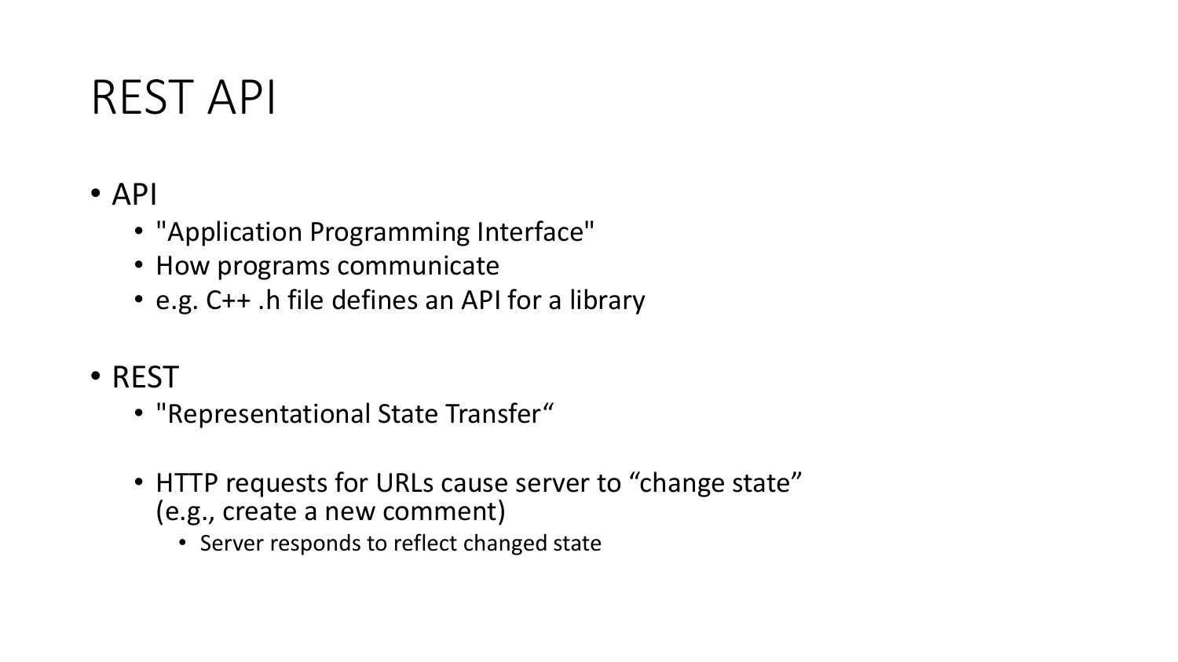# REST API

- API
  - "Application Programming Interface"
  - How programs communicate
  - e.g. C++ .h file defines an API for a library

- REST
  - "Representational State Transfer“

  - HTTP requests for URLs cause server to “change state” (e.g., create a new comment)
    - Server responds to reflect changed state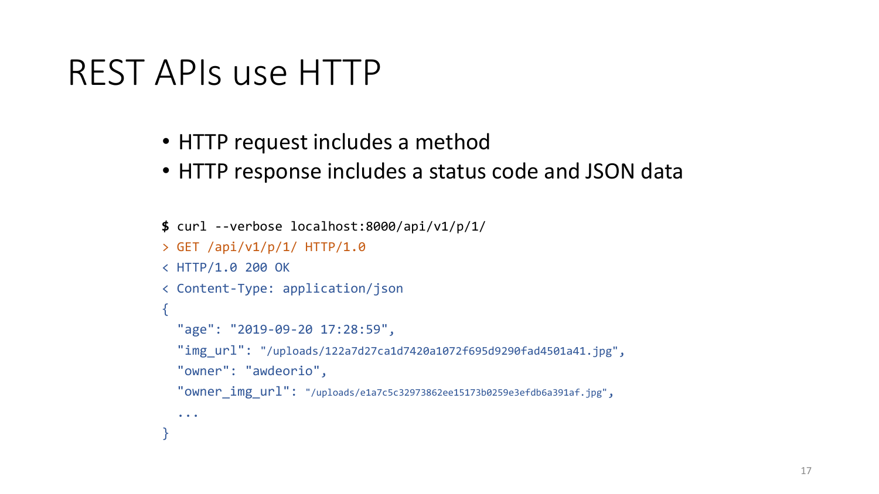# REST APIs use HTTP

- HTTP request includes a method
- HTTP response includes a status code and JSON data

```
$ curl --verbose localhost:8000/api/v1/p/1/
> GET /api/v1/p/1/ HTTP/1.0
< HTTP/1.0 200 OK
< Content-Type: application/json
{
  "age": "2019-09-20 17:28:59",
  "img_url": "/uploads/122a7d27ca1d7420a1072f695d9290fad4501a41.jpg",
  "owner": "awdeorio",
  "owner_img_url": "/uploads/e1a7c5c32973862ee15173b0259e3efdb6a391af.jpg",
  ...
}
```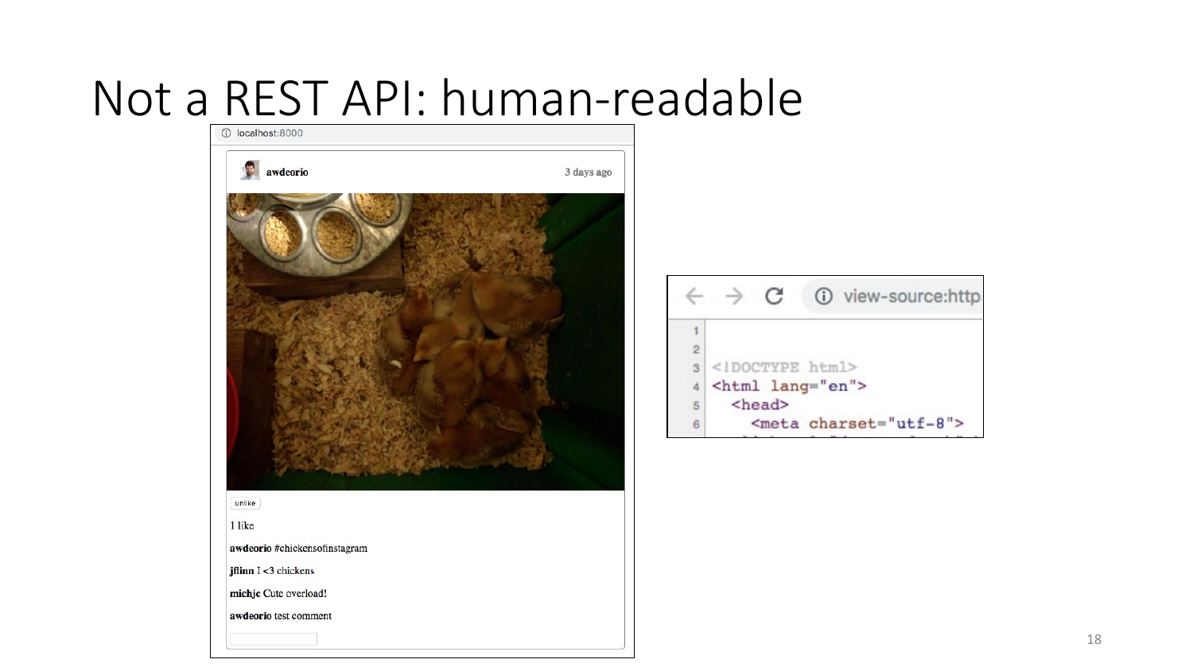# Not a REST API: human-readable

localhost:8000

awdeorio 3 days ago

unlike

1 like

**awdeorio** #chickensofinstagram

**jflinn** I <3 chickens

**michjc** Cute overload!

**awdeorio** test comment

view-source:http

```
1
2
3 <!DOCTYPE html>
4 <html lang="en">
5   <head>
6     <meta charset="utf-8">
```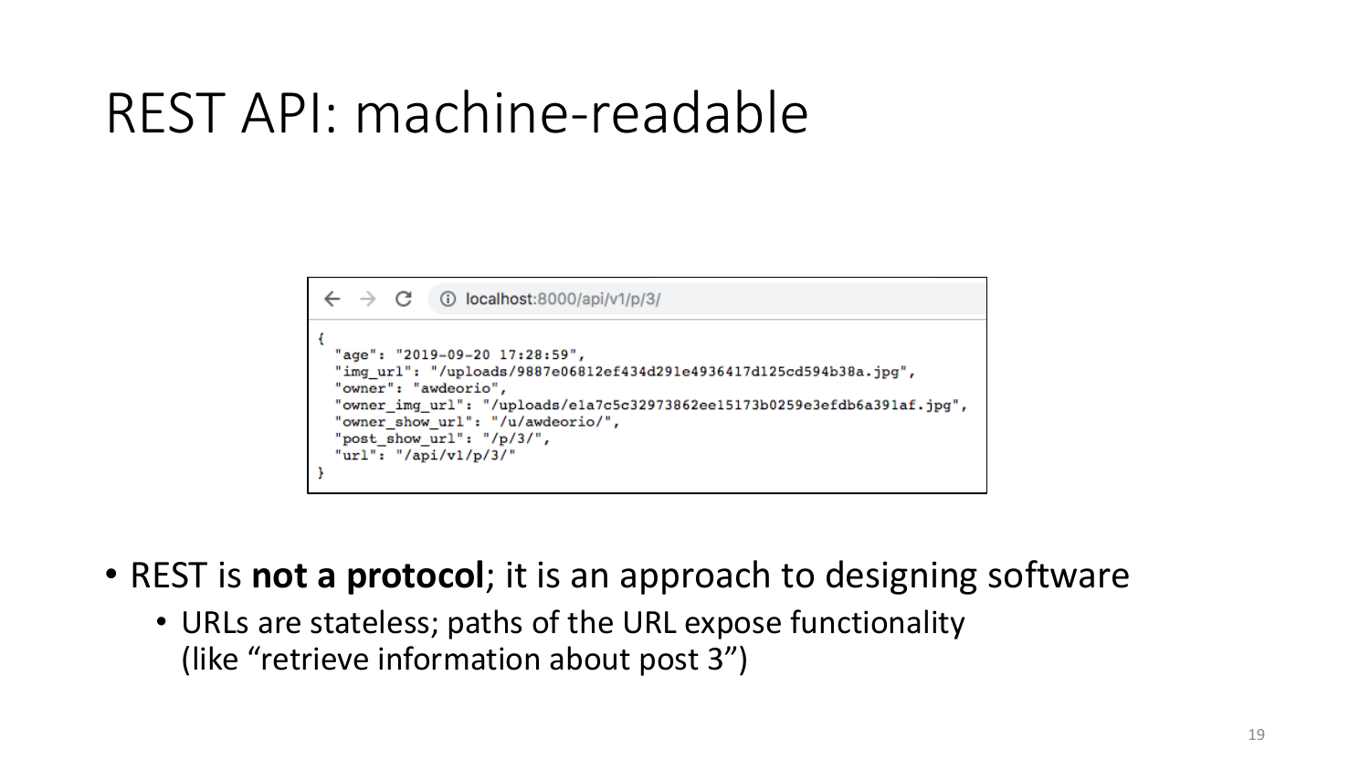# REST API: machine-readable

localhost:8000/api/v1/p/3/

```
{
  "age": "2019-09-20 17:28:59",
  "img_url": "/uploads/9887e06812ef434d291e4936417d125cd594b38a.jpg",
  "owner": "awdeorio",
  "owner_img_url": "/uploads/e1a7c5c32973862ee15173b0259e3efdb6a391af.jpg",
  "owner_show_url": "/u/awdeorio/",
  "post_show_url": "/p/3/",
  "url": "/api/v1/p/3/"
}
```

- REST is **not a protocol**; it is an approach to designing software
  - URLs are stateless; paths of the URL expose functionality (like "retrieve information about post 3")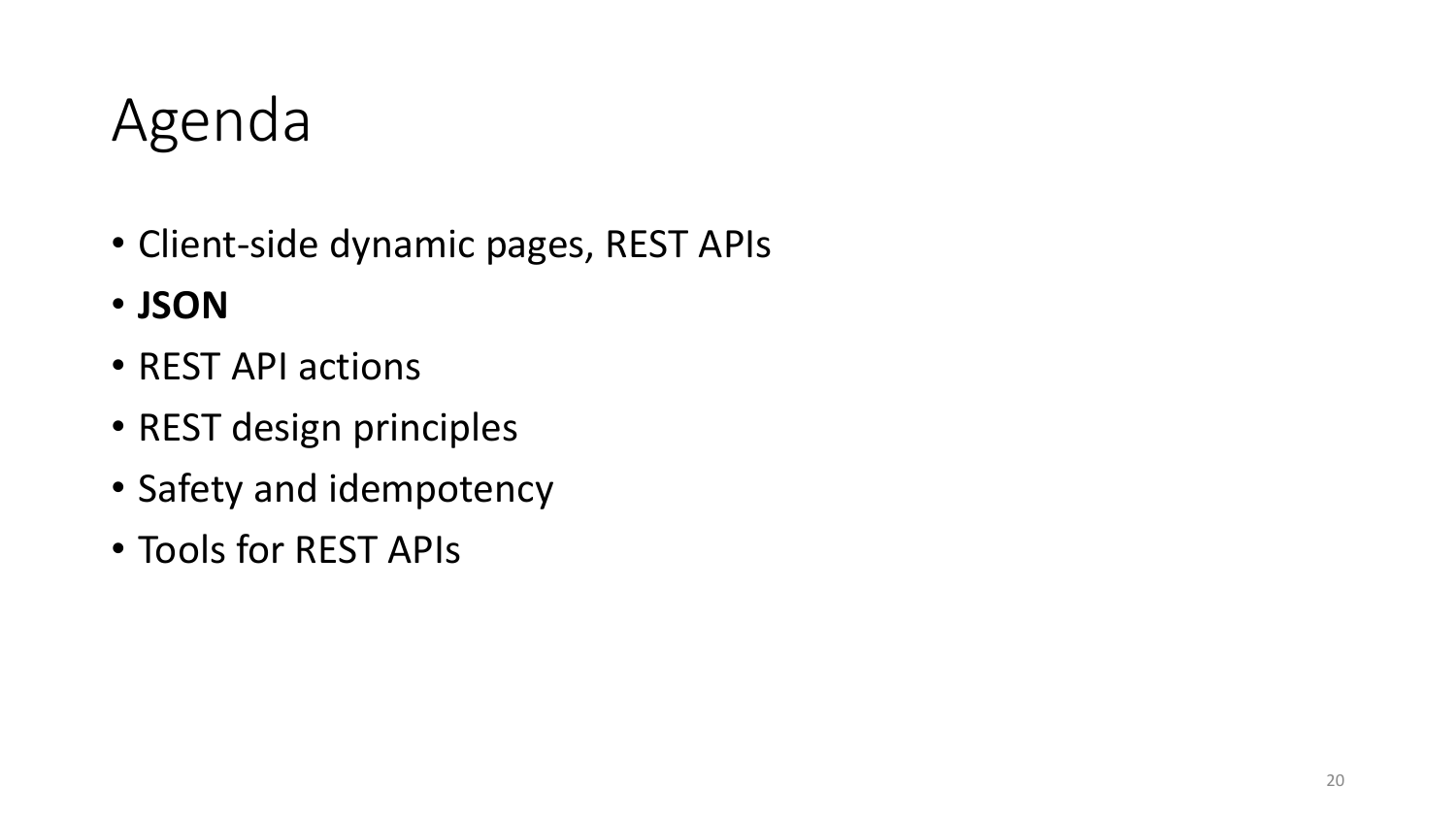# Agenda

- Client-side dynamic pages, REST APIs
- **JSON**
- REST API actions
- REST design principles
- Safety and idempotency
- Tools for REST APIs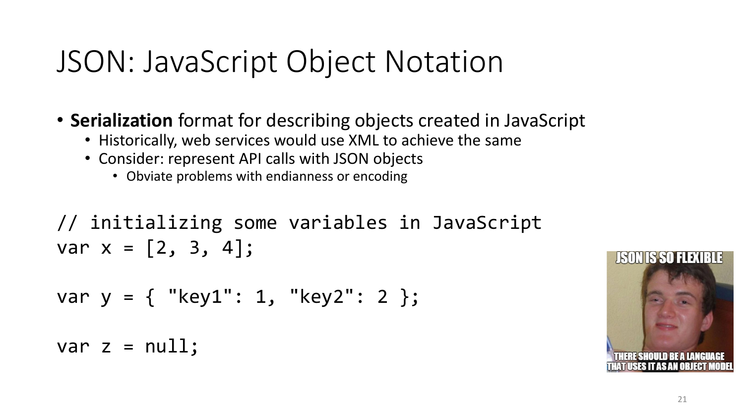# JSON: JavaScript Object Notation

- **Serialization** format for describing objects created in JavaScript
  - Historically, web services would use XML to achieve the same
  - Consider: represent API calls with JSON objects
    - Obviate problems with endianness or encoding

```
// initializing some variables in JavaScript
var x = [2, 3, 4];

var y = { "key1": 1, "key2": 2 };

var z = null;
```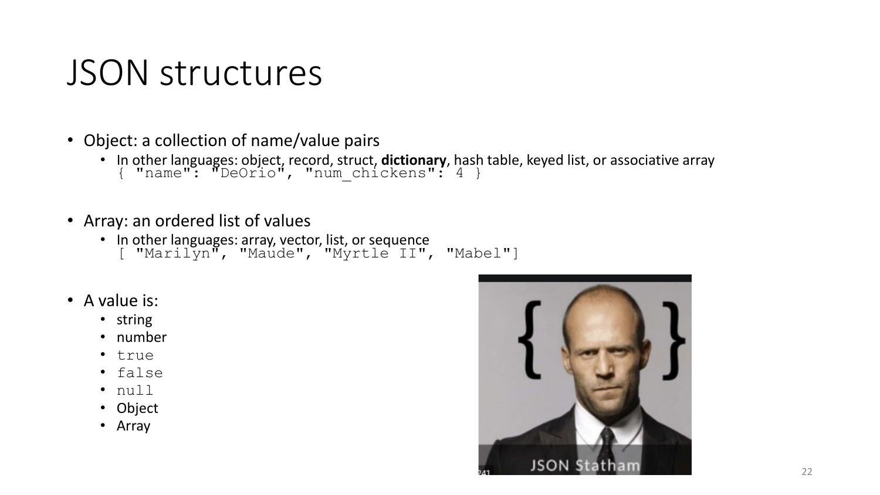# JSON structures

- Object: a collection of name/value pairs
  - In other languages: object, record, struct, **dictionary**, hash table, keyed list, or associative array
    ```
    { "name": "DeOrio", "num_chickens": 4 }
    ```

- Array: an ordered list of values
  - In other languages: array, vector, list, or sequence
    ```
    [ "Marilyn", "Maude", "Myrtle II", "Mabel"]
    ```

- A value is:
  - string
  - number
  - `true`
  - `false`
  - `null`
  - Object
  - Array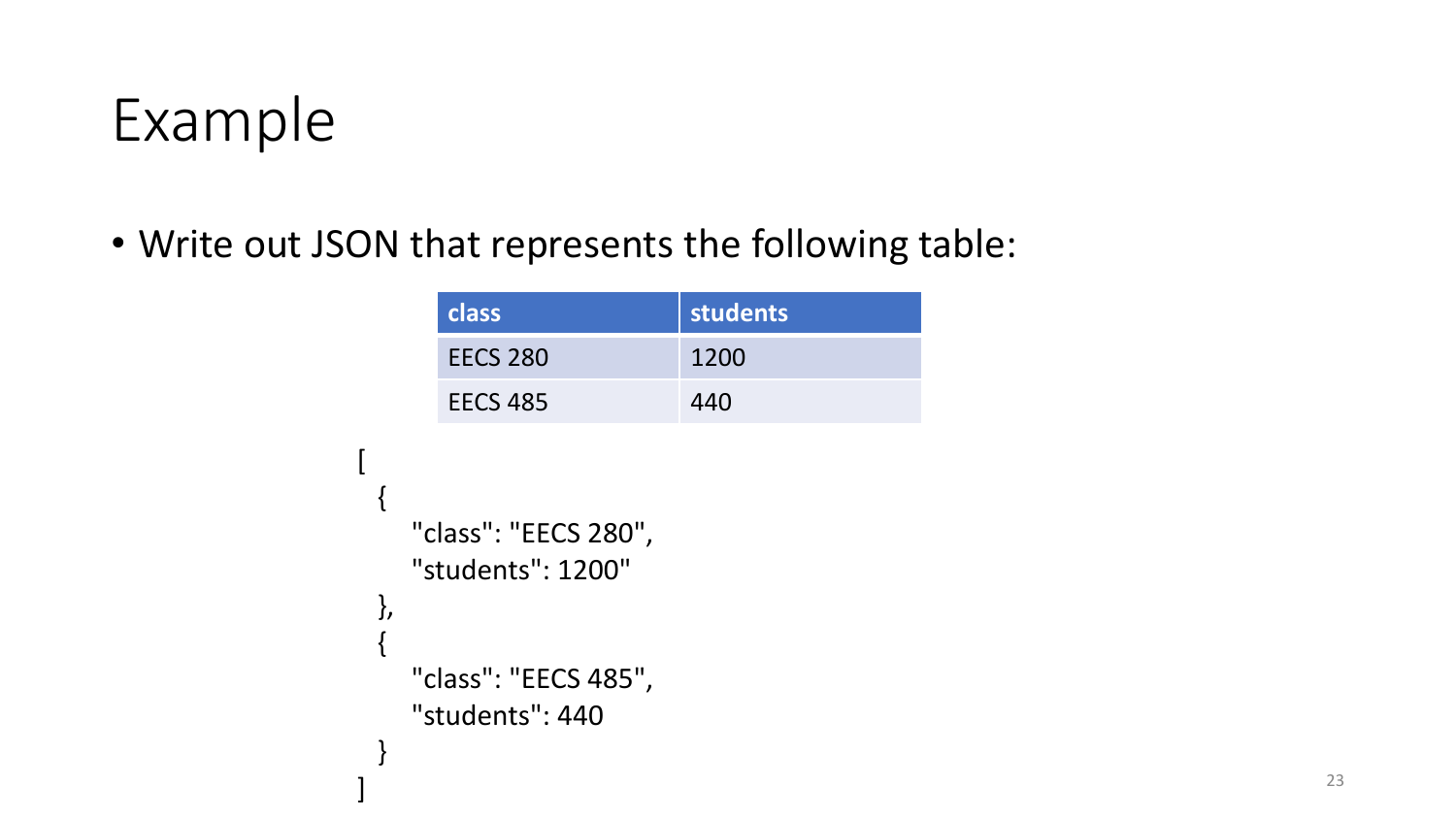# Example

- Write out JSON that represents the following table:

| class | students |
|---|---|
| EECS 280 | 1200 |
| EECS 485 | 440 |

```
[
  {
    "class": "EECS 280",
    "students": 1200"
  },
  {
    "class": "EECS 485",
    "students": 440
  }
]
```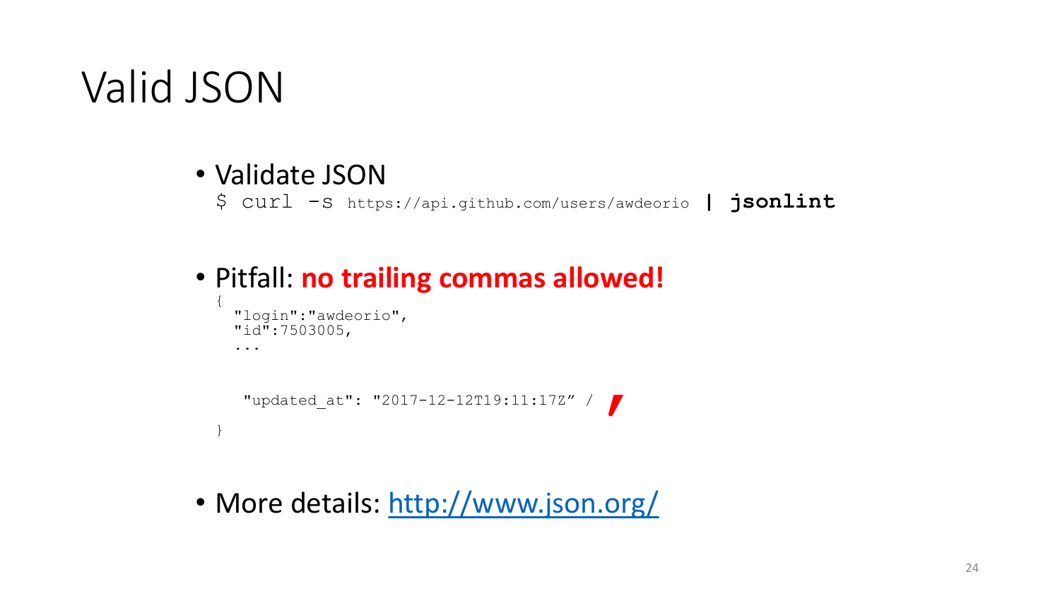# Valid JSON

- Validate JSON

```
$ curl -s https://api.github.com/users/awdeorio | jsonlint
```

- Pitfall: **no trailing commas allowed!**

```
{
  "login":"awdeorio",
  "id":7503005,
  ...

   "updated_at": "2017-12-12T19:11:17Z" / ,
}
```

- More details: [http://www.json.org/](http://www.json.org/)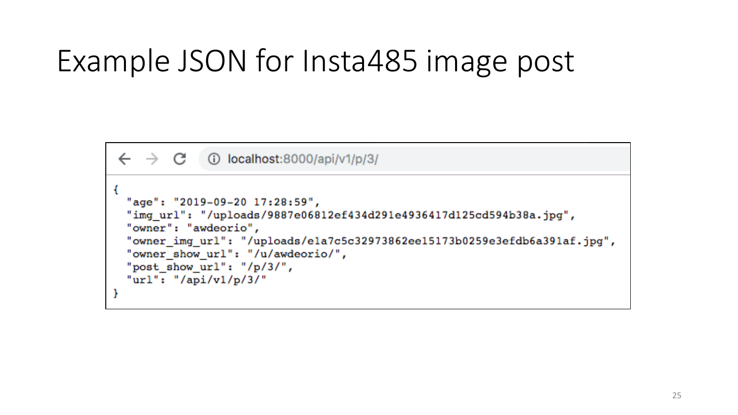# Example JSON for Insta485 image post

localhost:8000/api/v1/p/3/

```
{
  "age": "2019-09-20 17:28:59",
  "img_url": "/uploads/9887e06812ef434d291e4936417d125cd594b38a.jpg",
  "owner": "awdeorio",
  "owner_img_url": "/uploads/e1a7c5c32973862ee15173b0259e3efdb6a391af.jpg",
  "owner_show_url": "/u/awdeorio/",
  "post_show_url": "/p/3/",
  "url": "/api/v1/p/3/"
}
```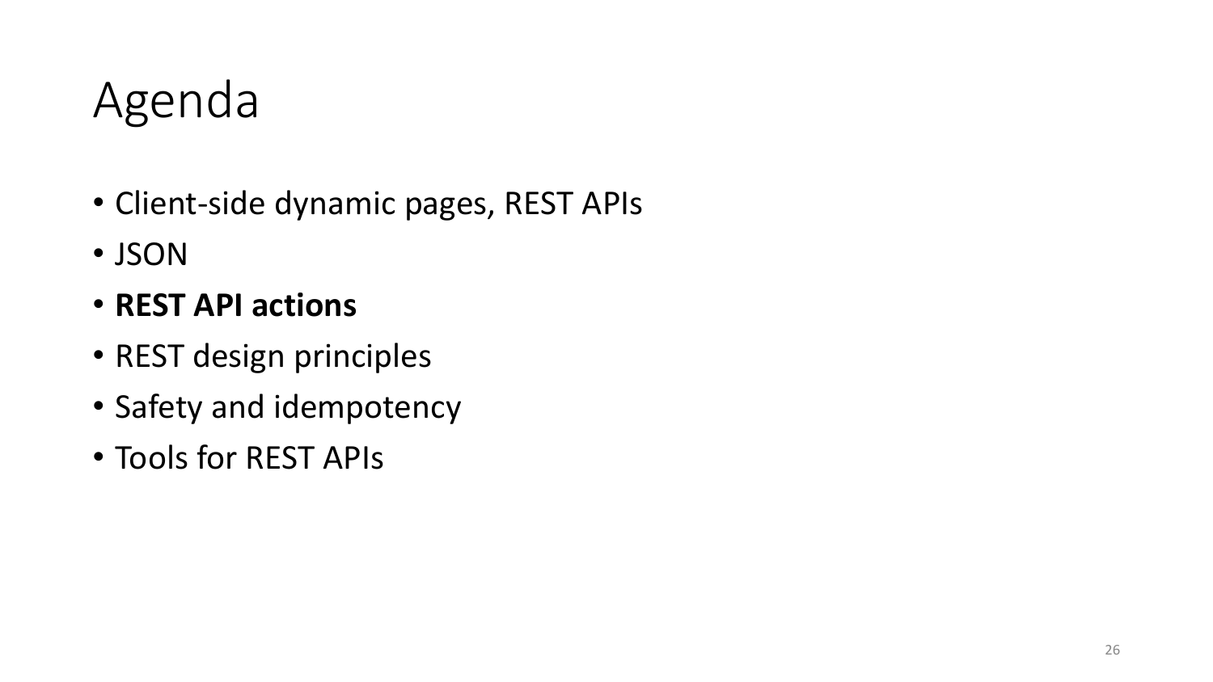# Agenda

- Client-side dynamic pages, REST APIs
- JSON
- **REST API actions**
- REST design principles
- Safety and idempotency
- Tools for REST APIs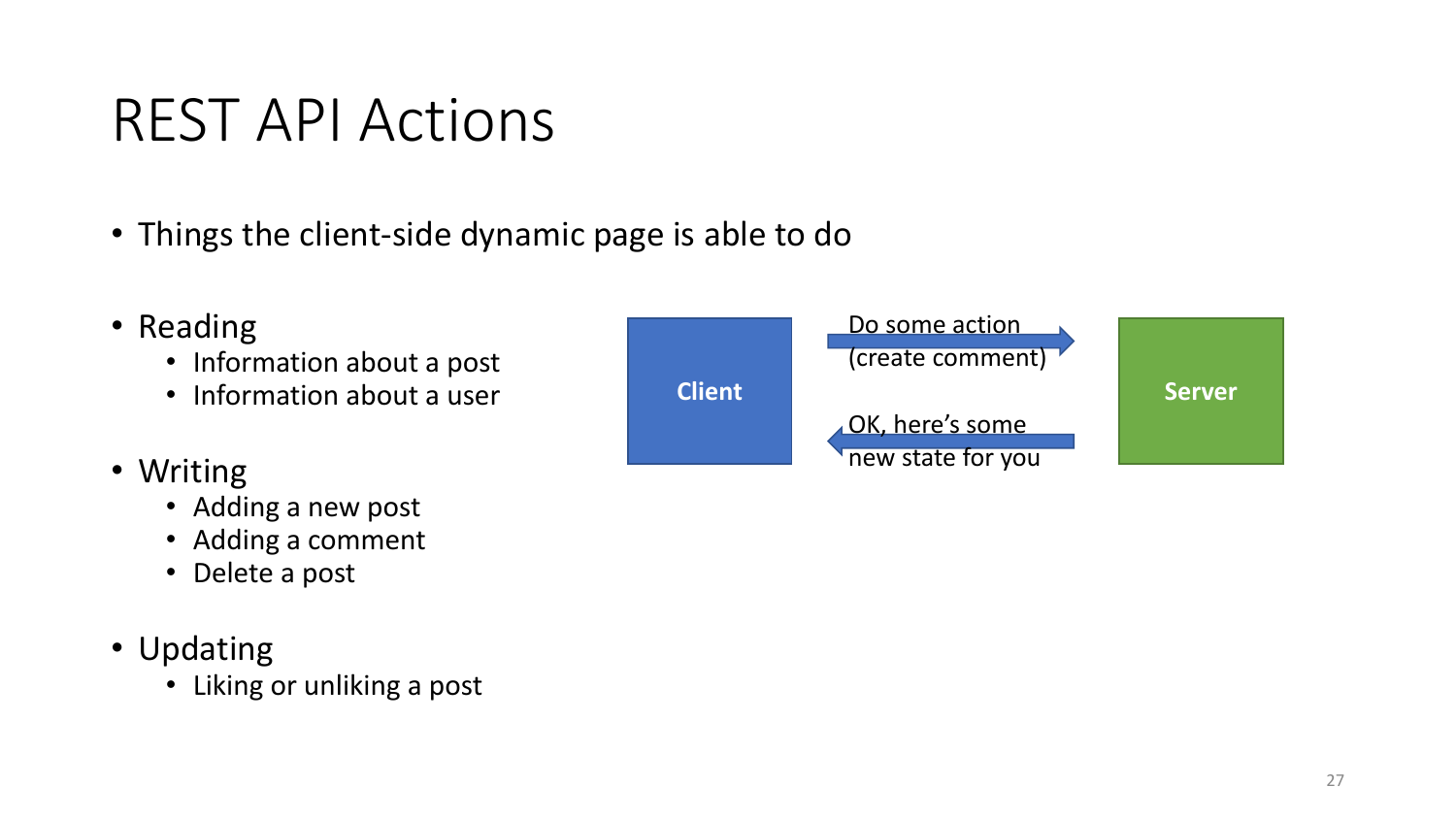# REST API Actions

- Things the client-side dynamic page is able to do

- Reading
  - Information about a post
  - Information about a user

- Writing
  - Adding a new post
  - Adding a comment
  - Delete a post

- Updating
  - Liking or unliking a post

Client → Do some action (create comment) → Server

Server → OK, here's some new state for you → Client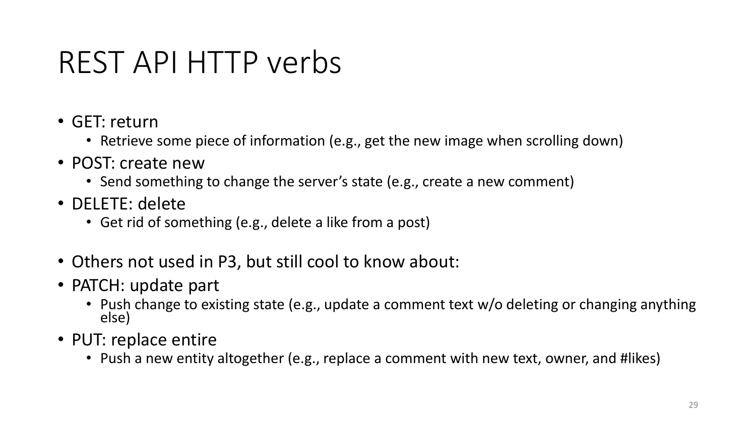# REST API HTTP verbs

- GET: return
  - Retrieve some piece of information (e.g., get the new image when scrolling down)
- POST: create new
  - Send something to change the server's state (e.g., create a new comment)
- DELETE: delete
  - Get rid of something (e.g., delete a like from a post)

- Others not used in P3, but still cool to know about:
- PATCH: update part
  - Push change to existing state (e.g., update a comment text w/o deleting or changing anything else)
- PUT: replace entire
  - Push a new entity altogether (e.g., replace a comment with new text, owner, and #likes)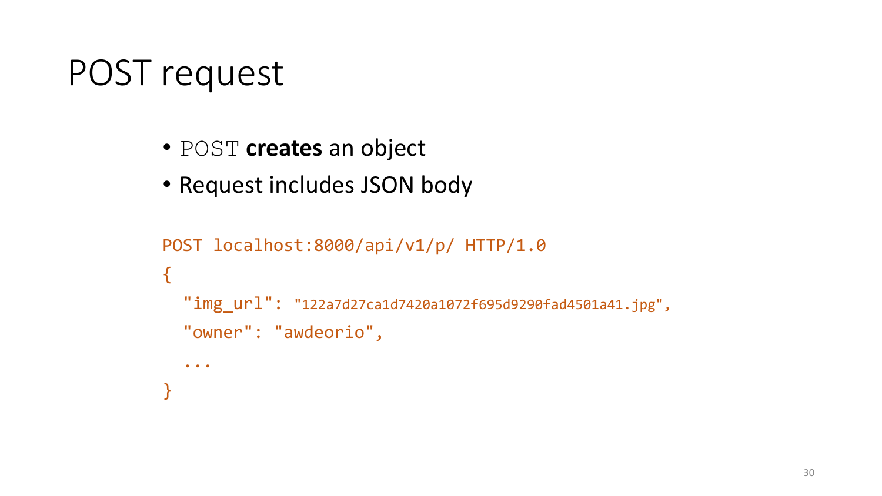# POST request

- `POST` **creates** an object
- Request includes JSON body

```
POST localhost:8000/api/v1/p/ HTTP/1.0
{
  "img_url": "122a7d27ca1d7420a1072f695d9290fad4501a41.jpg",
  "owner": "awdeorio",
  ...
}
```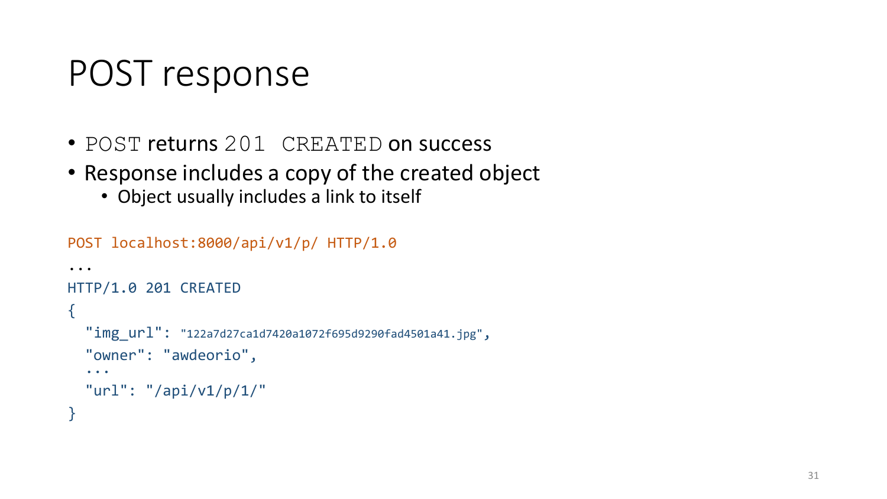# POST response

- `POST` returns `201 CREATED` on success
- Response includes a copy of the created object
  - Object usually includes a link to itself

```
POST localhost:8000/api/v1/p/ HTTP/1.0
...
HTTP/1.0 201 CREATED
{
  "img_url": "122a7d27ca1d7420a1072f695d9290fad4501a41.jpg",
  "owner": "awdeorio",
  ...
  "url": "/api/v1/p/1/"
}
```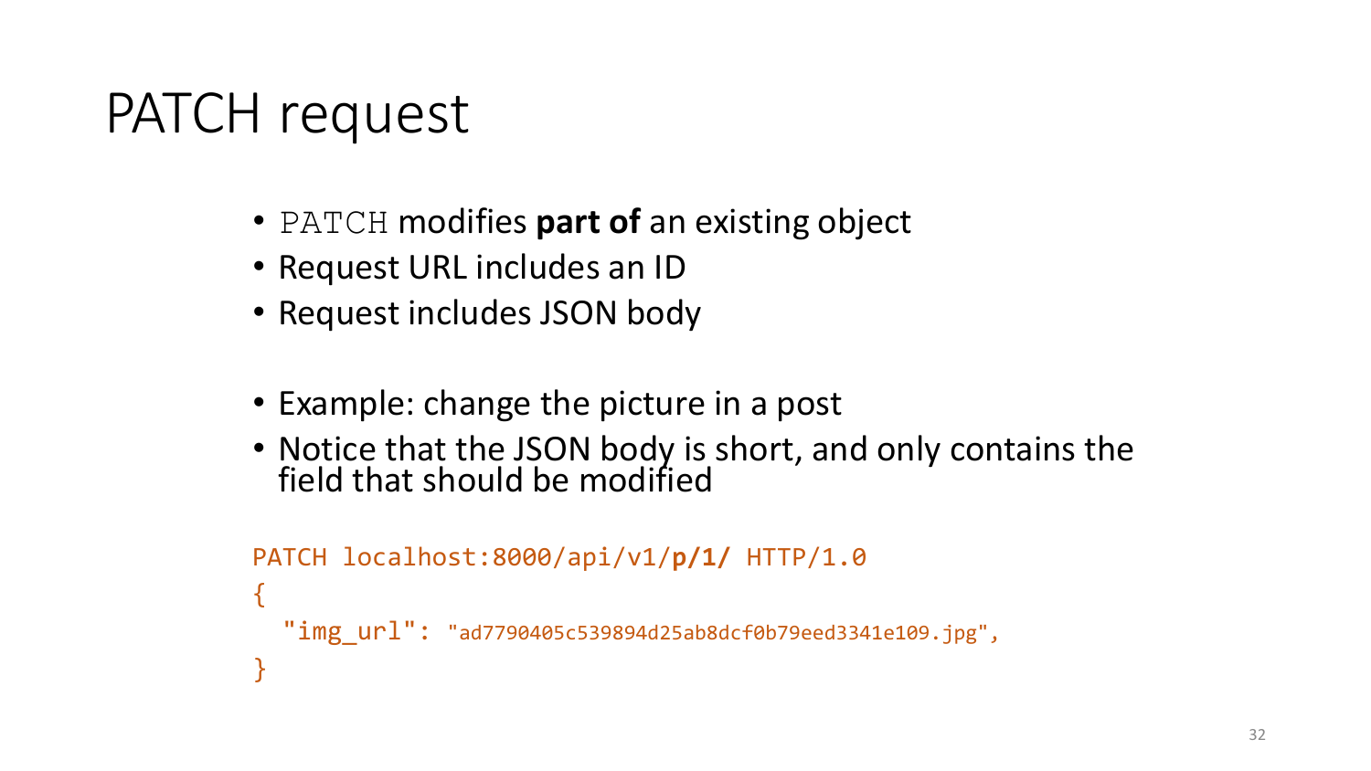# PATCH request

- `PATCH` modifies **part of** an existing object
- Request URL includes an ID
- Request includes JSON body

- Example: change the picture in a post
- Notice that the JSON body is short, and only contains the field that should be modified

```
PATCH localhost:8000/api/v1/p/1/ HTTP/1.0
{
  "img_url": "ad7790405c539894d25ab8dcf0b79eed3341e109.jpg",
}
```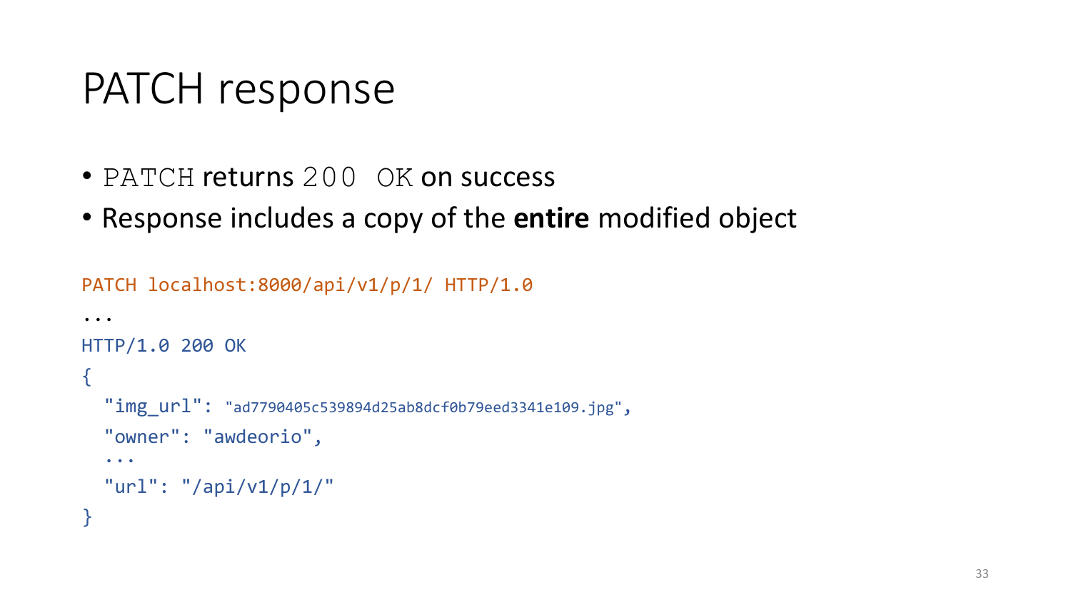# PATCH response

- `PATCH` returns `200 OK` on success
- Response includes a copy of the **entire** modified object

```
PATCH localhost:8000/api/v1/p/1/ HTTP/1.0
...
HTTP/1.0 200 OK
{
  "img_url": "ad7790405c539894d25ab8dcf0b79eed3341e109.jpg",
  "owner": "awdeorio",
  ...
  "url": "/api/v1/p/1/"
}
```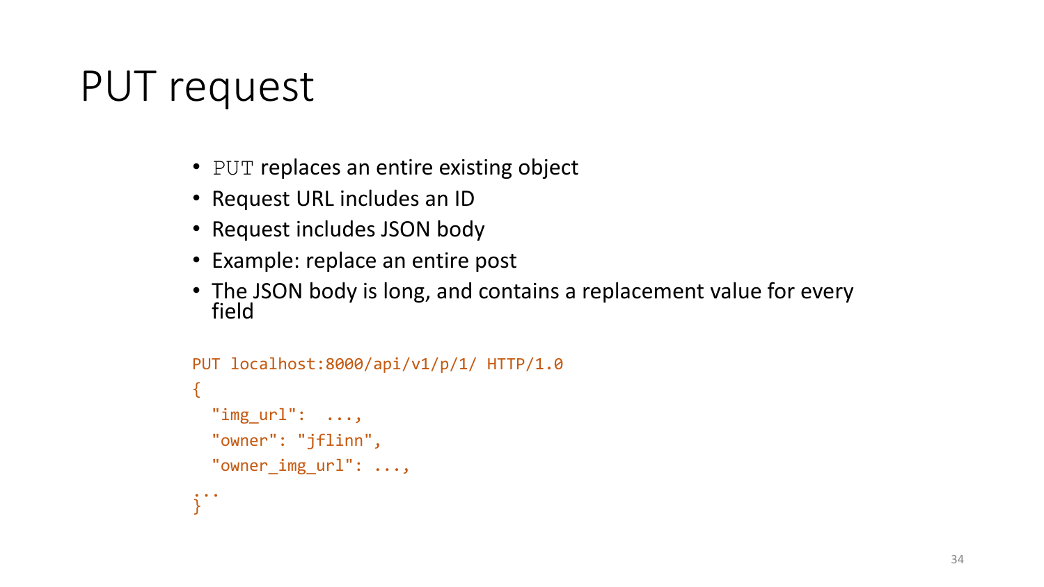# PUT request

- `PUT` replaces an entire existing object
- Request URL includes an ID
- Request includes JSON body
- Example: replace an entire post
- The JSON body is long, and contains a replacement value for every field

```
PUT localhost:8000/api/v1/p/1/ HTTP/1.0
{
  "img_url":  ...,
  "owner": "jflinn",
  "owner_img_url": ...,
...
}
```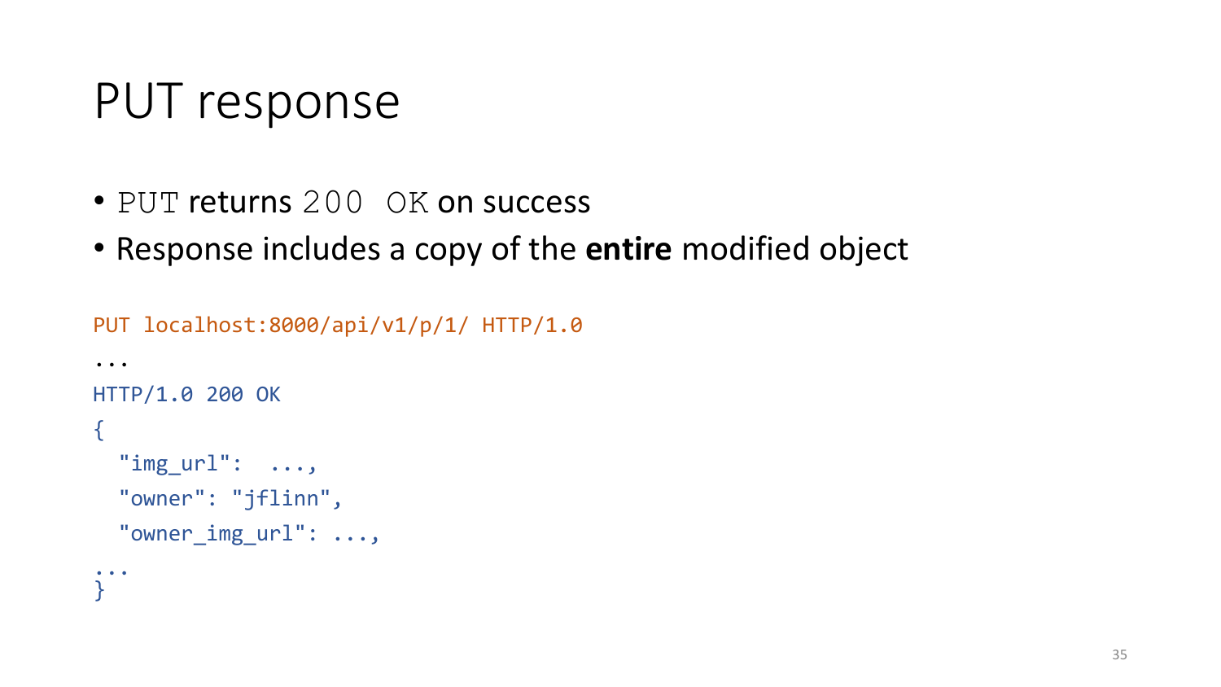# PUT response

- `PUT` returns `200 OK` on success
- Response includes a copy of the **entire** modified object

```
PUT localhost:8000/api/v1/p/1/ HTTP/1.0
...
HTTP/1.0 200 OK
{
  "img_url":  ...,
  "owner": "jflinn",
  "owner_img_url": ...,
...
}
```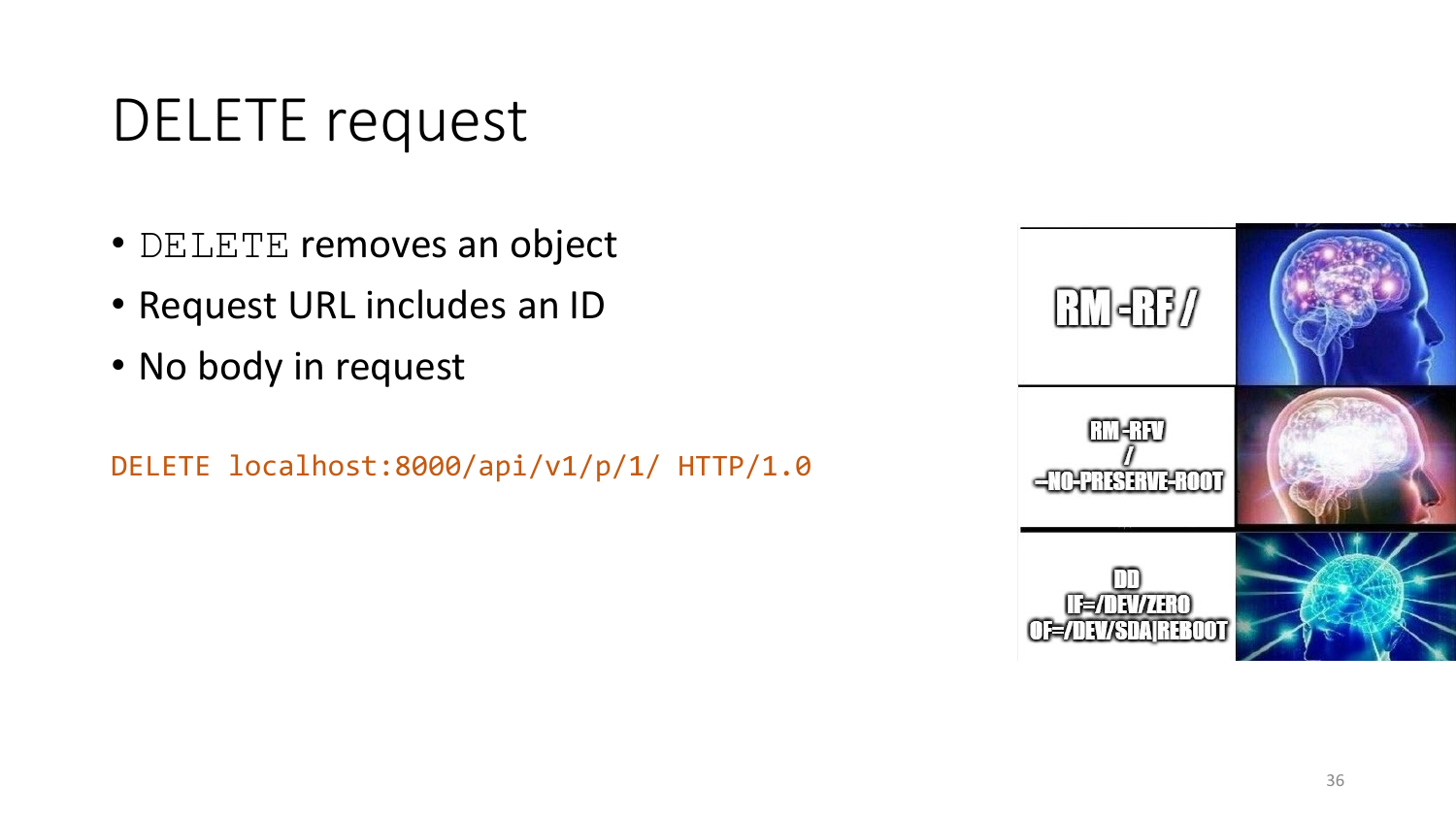# DELETE request

- `DELETE` removes an object
- Request URL includes an ID
- No body in request

```
DELETE localhost:8000/api/v1/p/1/ HTTP/1.0
```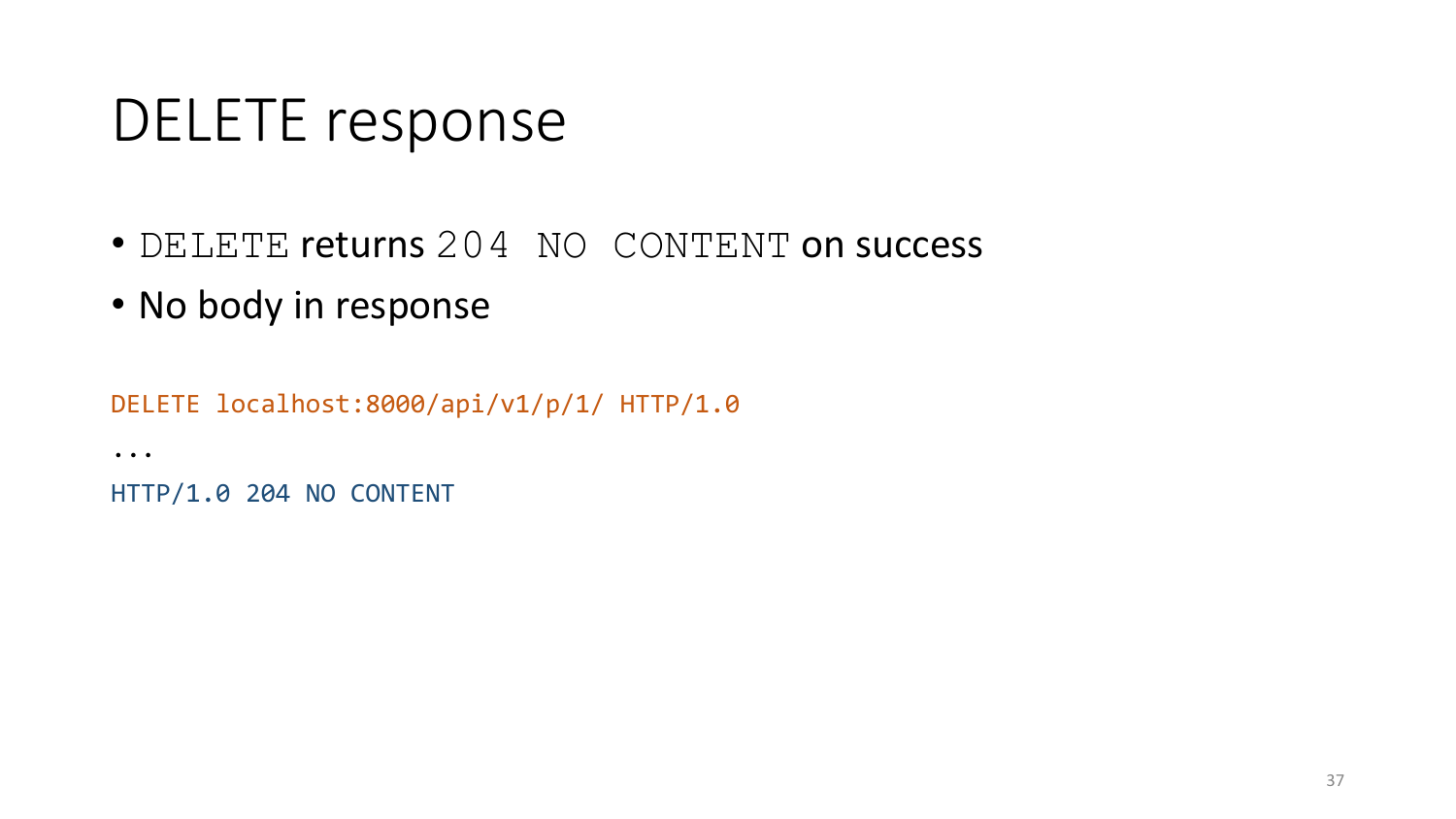# DELETE response

- `DELETE` returns `204 NO CONTENT` on success
- No body in response

```
DELETE localhost:8000/api/v1/p/1/ HTTP/1.0
...
HTTP/1.0 204 NO CONTENT
```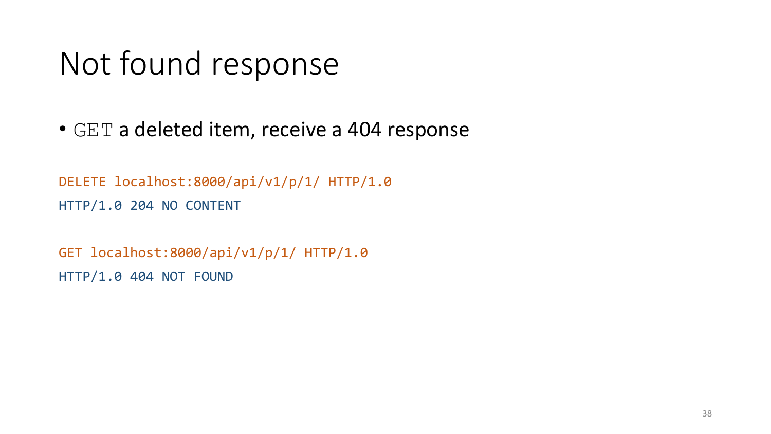# Not found response

- `GET` a deleted item, receive a 404 response

```
DELETE localhost:8000/api/v1/p/1/ HTTP/1.0
HTTP/1.0 204 NO CONTENT

GET localhost:8000/api/v1/p/1/ HTTP/1.0
HTTP/1.0 404 NOT FOUND
```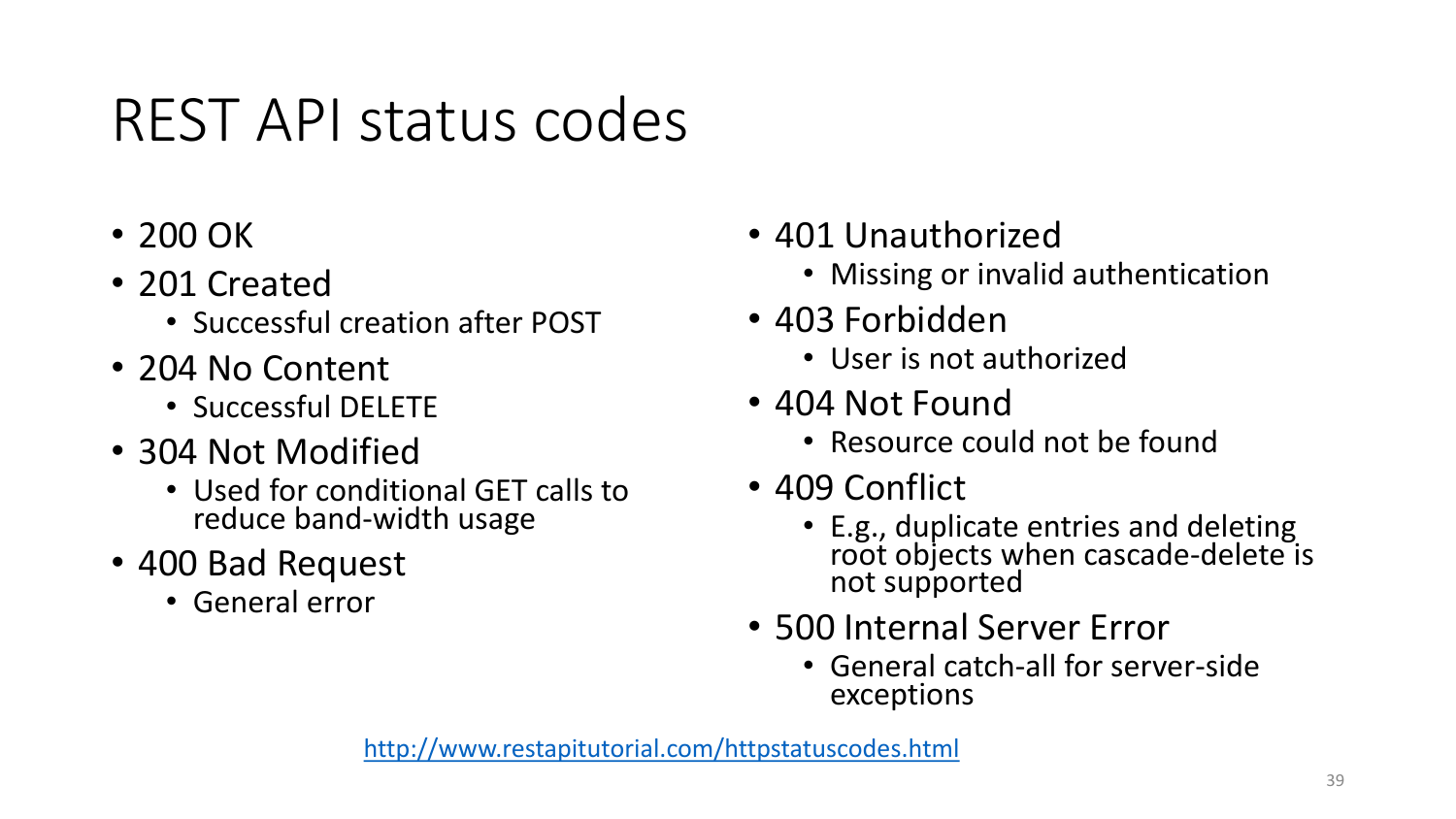# REST API status codes

- 200 OK
- 201 Created
  - Successful creation after POST
- 204 No Content
  - Successful DELETE
- 304 Not Modified
  - Used for conditional GET calls to reduce band-width usage
- 400 Bad Request
  - General error
- 401 Unauthorized
  - Missing or invalid authentication
- 403 Forbidden
  - User is not authorized
- 404 Not Found
  - Resource could not be found
- 409 Conflict
  - E.g., duplicate entries and deleting root objects when cascade-delete is not supported
- 500 Internal Server Error
  - General catch-all for server-side exceptions

http://www.restapitutorial.com/httpstatuscodes.html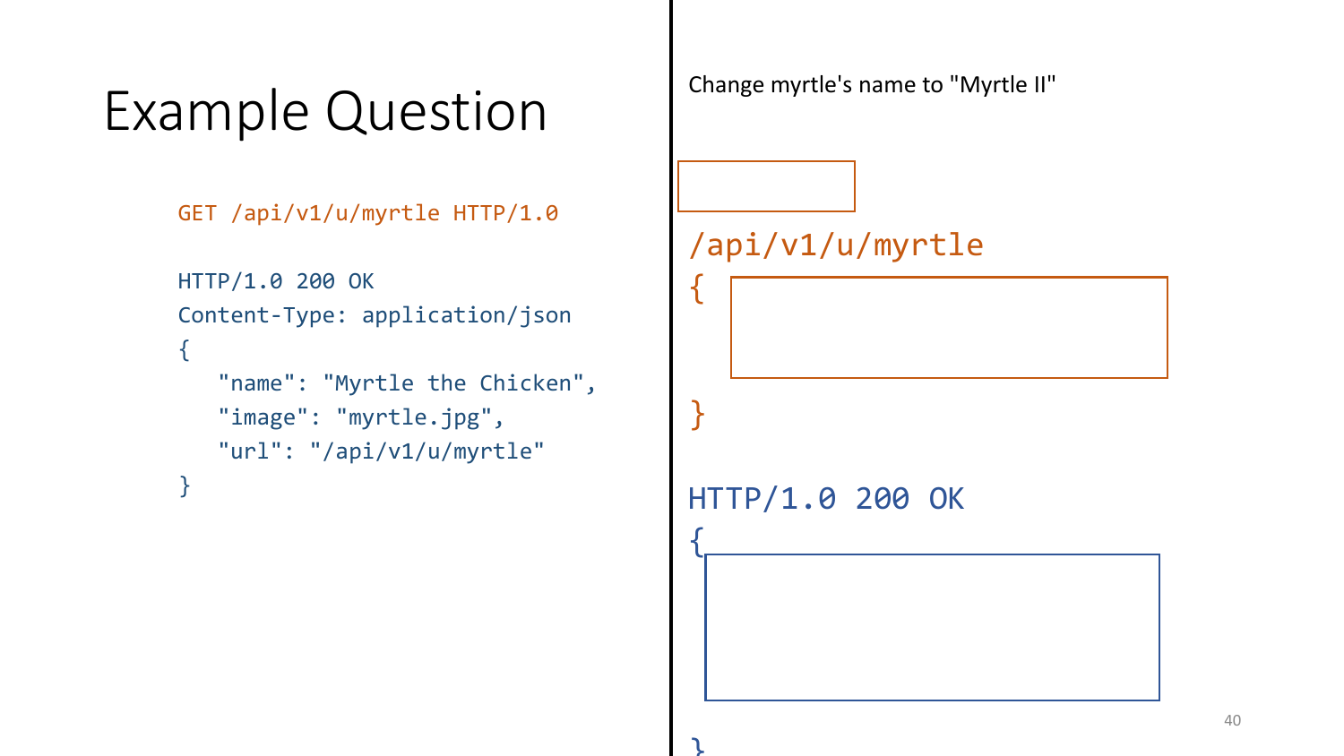# Example Question

```
GET /api/v1/u/myrtle HTTP/1.0

HTTP/1.0 200 OK
Content-Type: application/json
{
   "name": "Myrtle the Chicken",
   "image": "myrtle.jpg",
   "url": "/api/v1/u/myrtle"
}
```

Change myrtle's name to "Myrtle II"

```
[          ]
/api/v1/u/myrtle
{ [                    ]

}

HTTP/1.0 200 OK
{[                    ]

}
```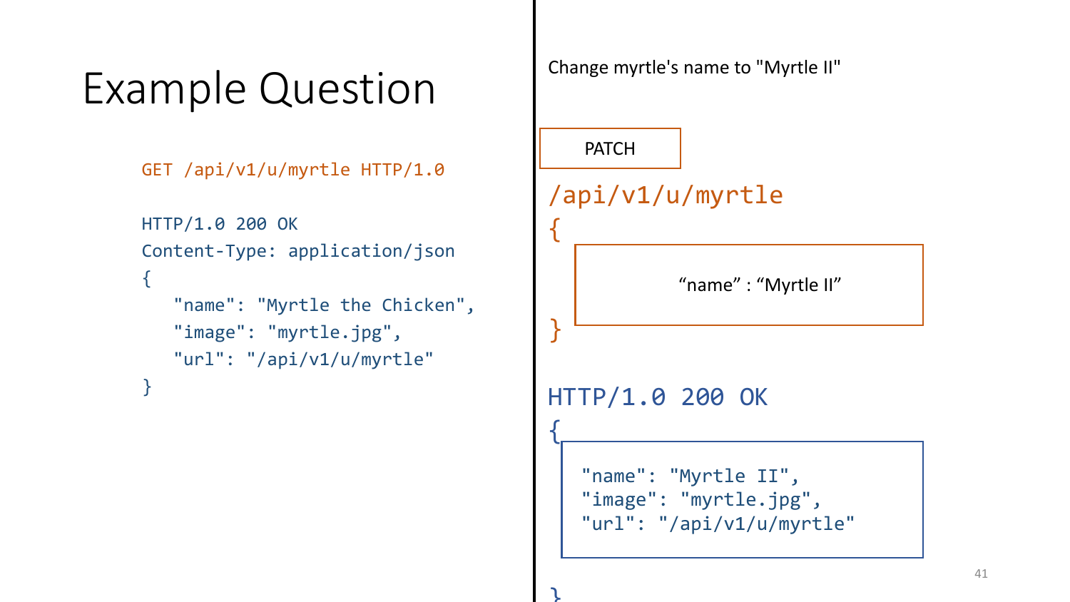# Example Question

```
GET /api/v1/u/myrtle HTTP/1.0

HTTP/1.0 200 OK
Content-Type: application/json
{
   "name": "Myrtle the Chicken",
   "image": "myrtle.jpg",
   "url": "/api/v1/u/myrtle"
}
```

Change myrtle's name to "Myrtle II"

PATCH

```
/api/v1/u/myrtle
{
    "name" : "Myrtle II"
}
```

```
HTTP/1.0 200 OK
{
  "name": "Myrtle II",
  "image": "myrtle.jpg",
  "url": "/api/v1/u/myrtle"
}
```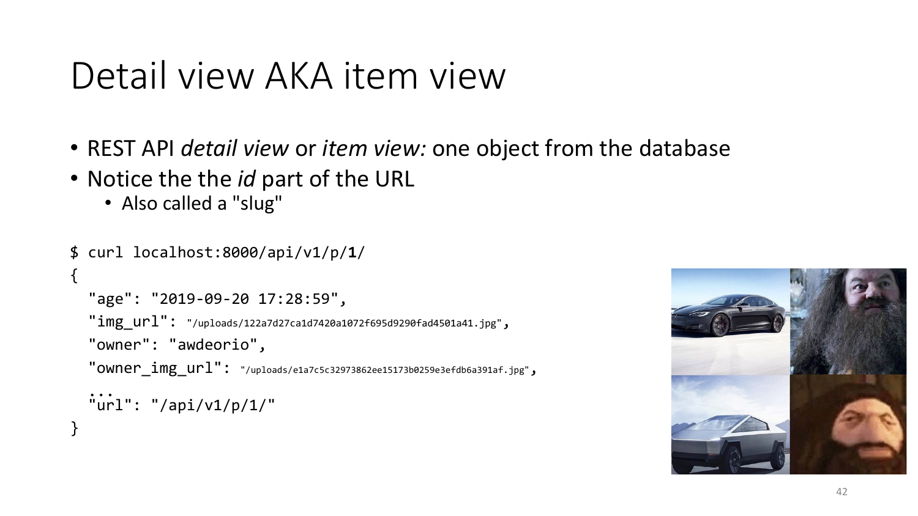# Detail view AKA item view

- REST API *detail view* or *item view:* one object from the database
- Notice the the *id* part of the URL
  - Also called a "slug"

```
$ curl localhost:8000/api/v1/p/1/
{
  "age": "2019-09-20 17:28:59",
  "img_url": "/uploads/122a7d27ca1d7420a1072f695d9290fad4501a41.jpg",
  "owner": "awdeorio",
  "owner_img_url": "/uploads/e1a7c5c32973862ee15173b0259e3efdb6a391af.jpg",
  ...
  "url": "/api/v1/p/1/"
}
```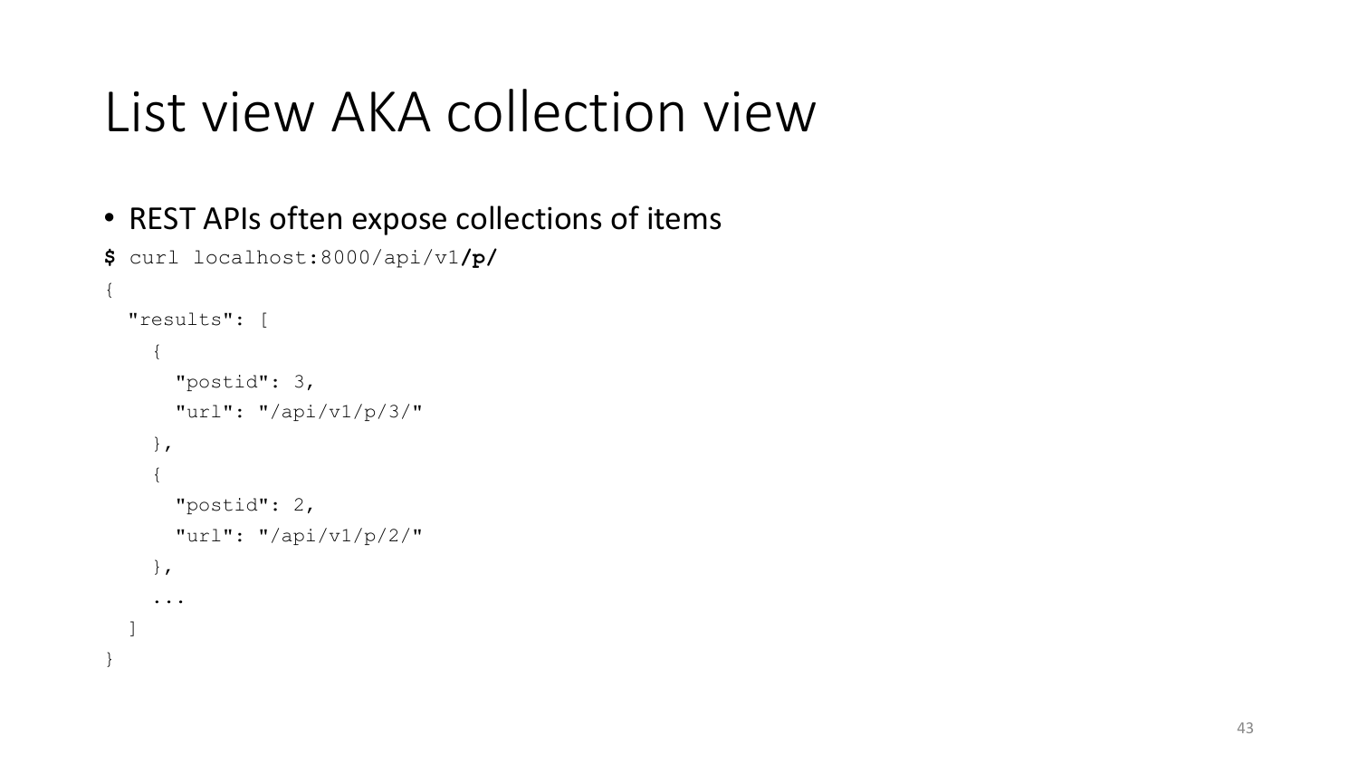# List view AKA collection view

- REST APIs often expose collections of items

```
$ curl localhost:8000/api/v1/p/
{
  "results": [
    {
      "postid": 3,
      "url": "/api/v1/p/3/"
    },
    {
      "postid": 2,
      "url": "/api/v1/p/2/"
    },
    ...
  ]
}
```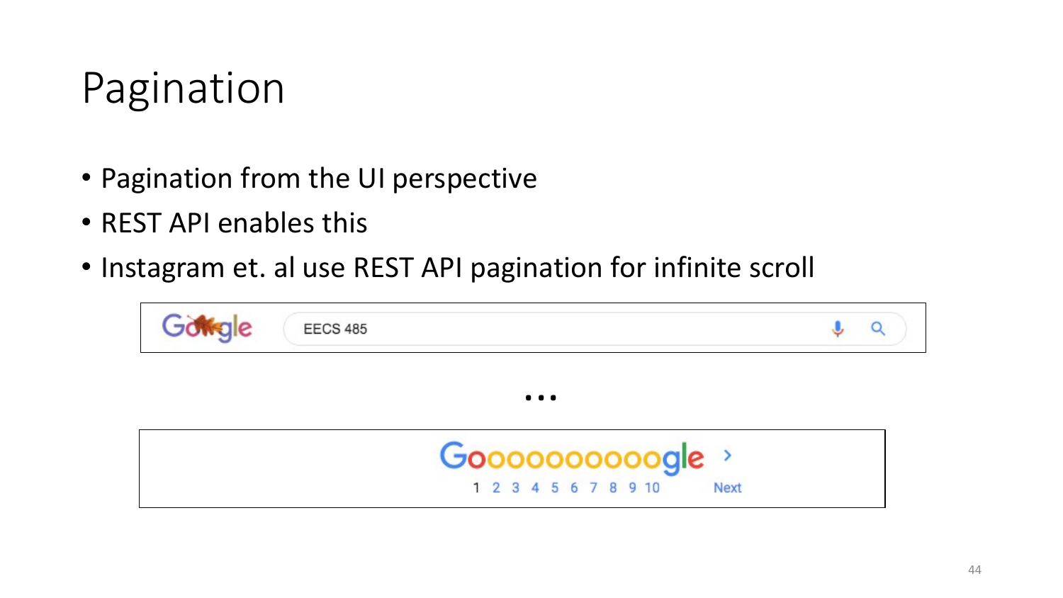# Pagination

- Pagination from the UI perspective
- REST API enables this
- Instagram et. al use REST API pagination for infinite scroll

EECS 485

...

Goooooooooogle

1 2 3 4 5 6 7 8 9 10 Next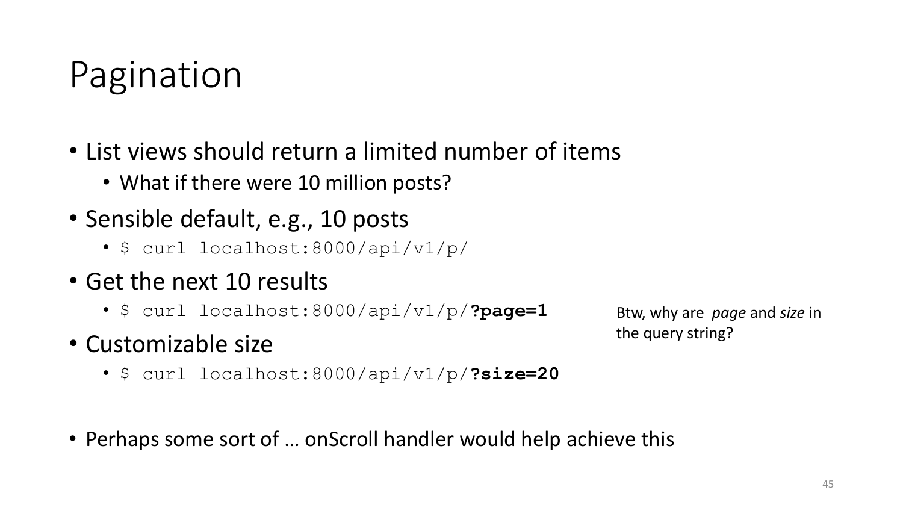# Pagination

- List views should return a limited number of items
  - What if there were 10 million posts?
- Sensible default, e.g., 10 posts
  - `$ curl localhost:8000/api/v1/p/`
- Get the next 10 results
  - `$ curl localhost:8000/api/v1/p/`**`?page=1`**
- Customizable size
  - `$ curl localhost:8000/api/v1/p/`**`?size=20`**

Btw, why are *page* and *size* in the query string?

- Perhaps some sort of … onScroll handler would help achieve this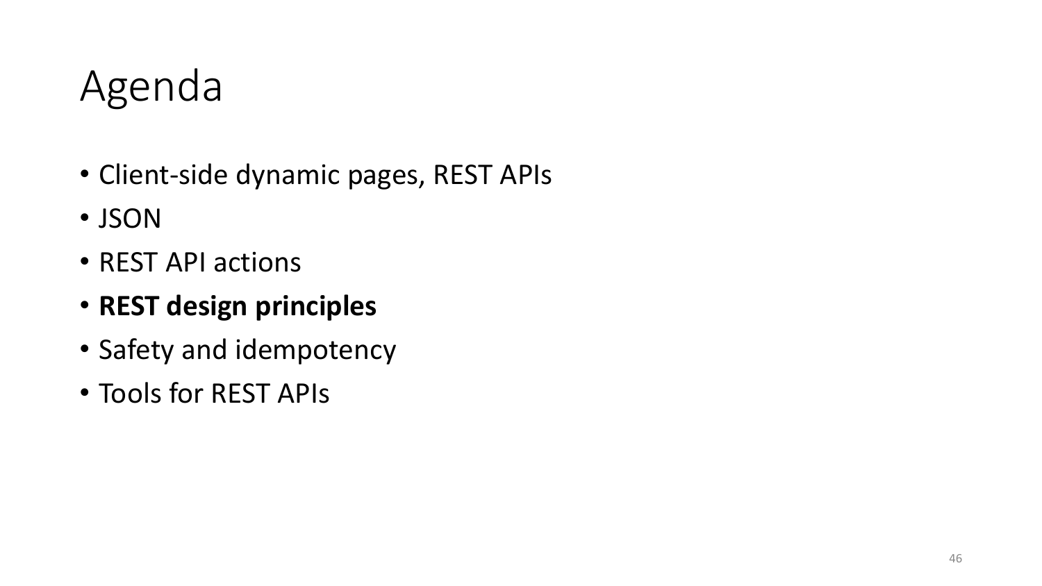# Agenda

- Client-side dynamic pages, REST APIs
- JSON
- REST API actions
- **REST design principles**
- Safety and idempotency
- Tools for REST APIs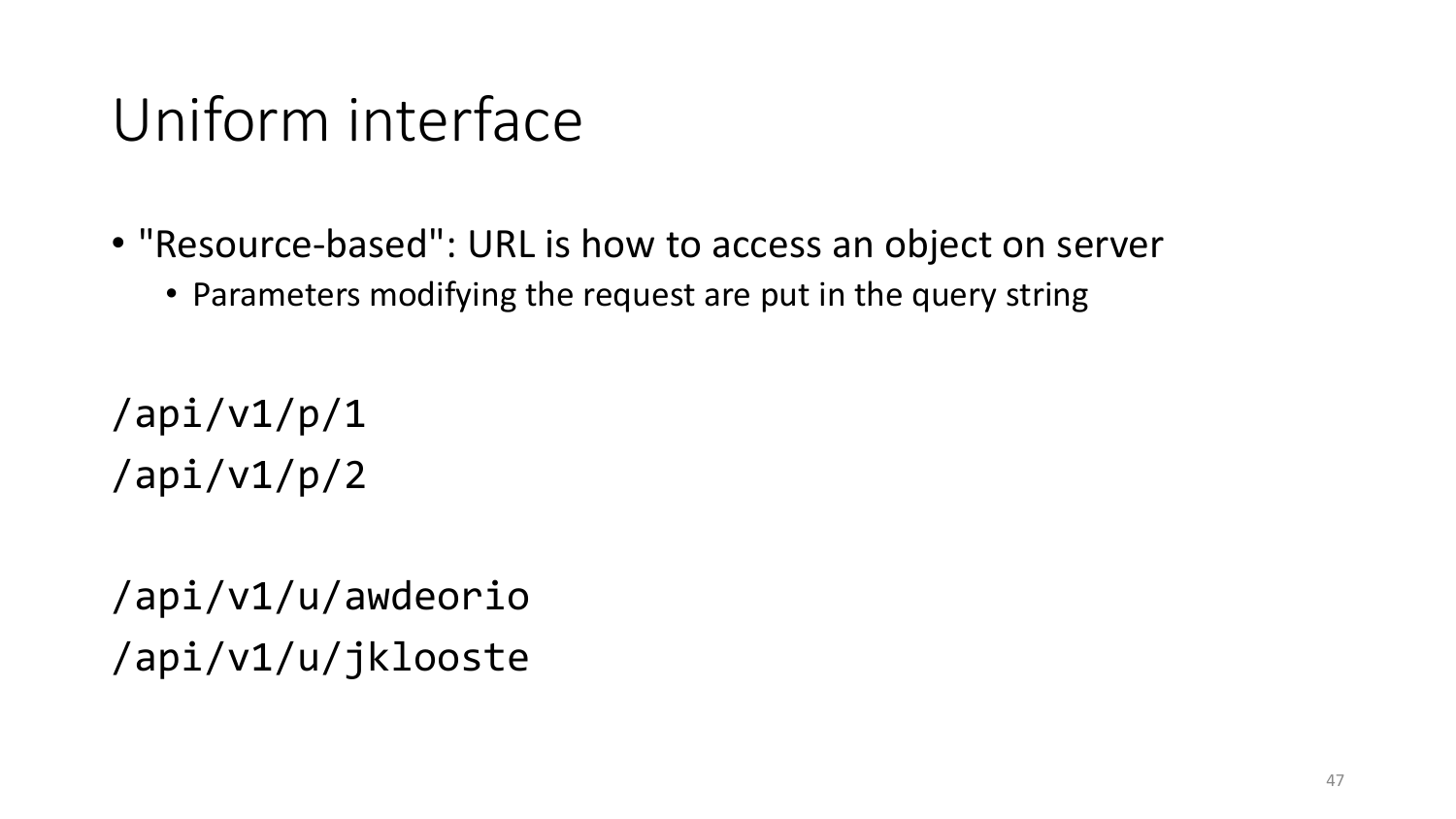# Uniform interface

- "Resource-based": URL is how to access an object on server
  - Parameters modifying the request are put in the query string

```
/api/v1/p/1
/api/v1/p/2

/api/v1/u/awdeorio
/api/v1/u/jklooste
```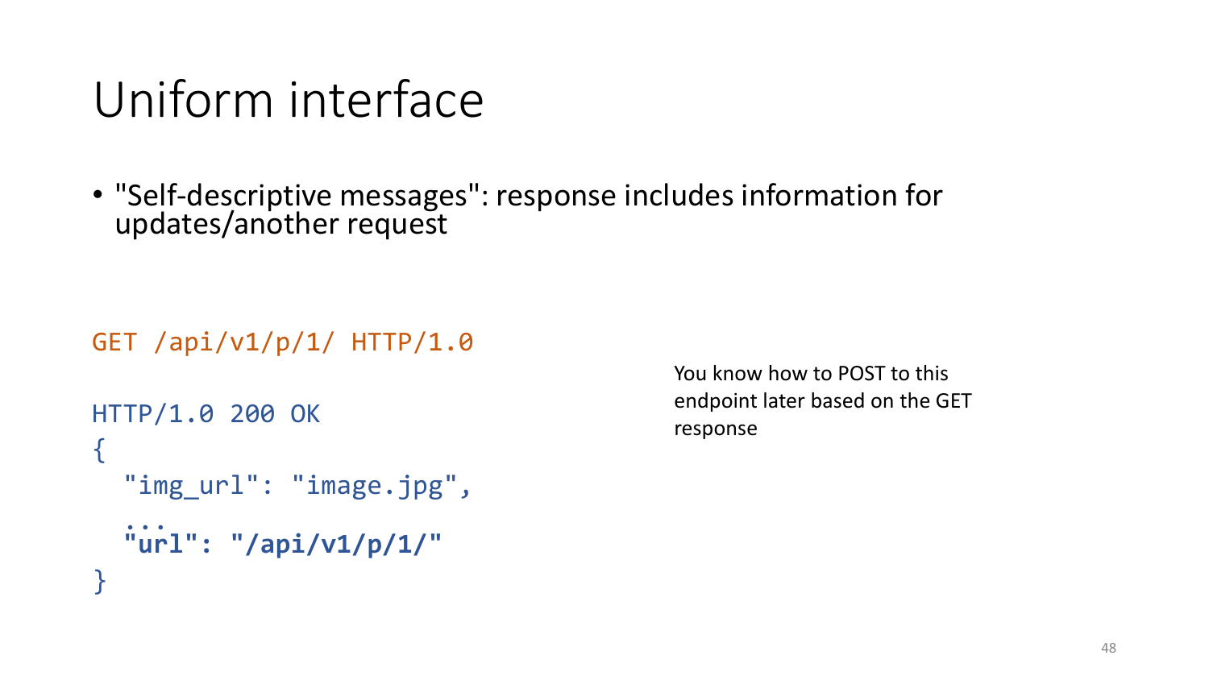# Uniform interface

- "Self-descriptive messages": response includes information for updates/another request

```
GET /api/v1/p/1/ HTTP/1.0

HTTP/1.0 200 OK
{
  "img_url": "image.jpg",
  ...
  "url": "/api/v1/p/1/"
}
```

You know how to POST to this endpoint later based on the GET response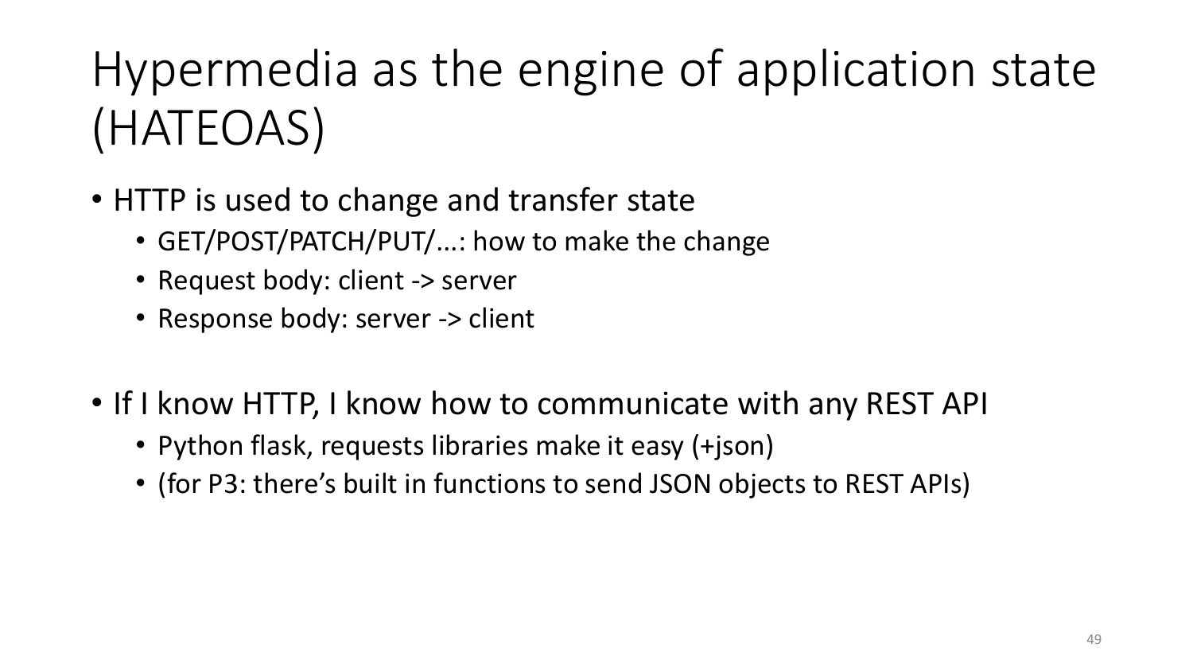# Hypermedia as the engine of application state (HATEOAS)

- HTTP is used to change and transfer state
  - GET/POST/PATCH/PUT/...: how to make the change
  - Request body: client -> server
  - Response body: server -> client

- If I know HTTP, I know how to communicate with any REST API
  - Python flask, requests libraries make it easy (+json)
  - (for P3: there's built in functions to send JSON objects to REST APIs)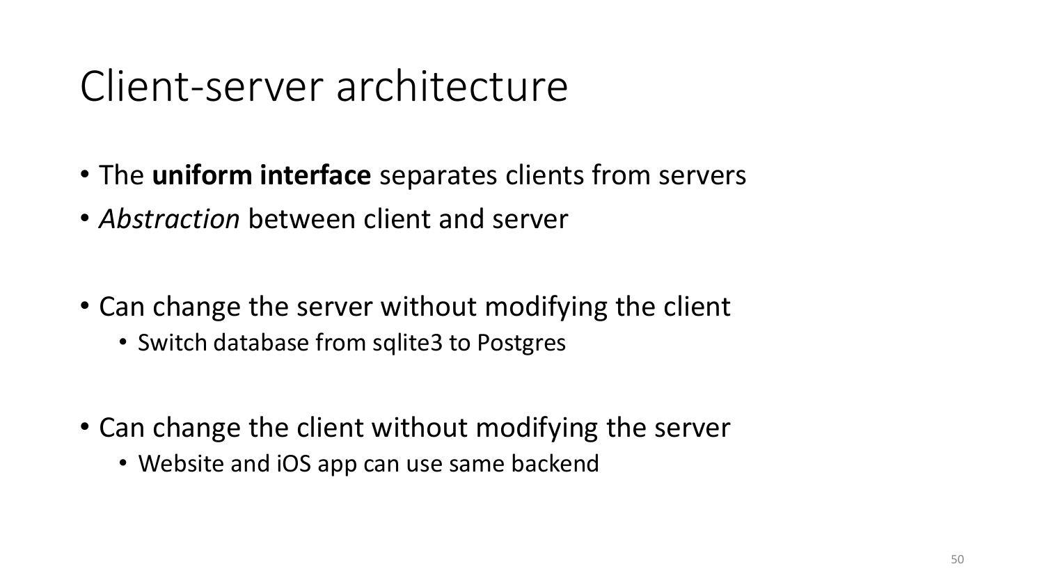# Client-server architecture

- The **uniform interface** separates clients from servers
- *Abstraction* between client and server

- Can change the server without modifying the client
  - Switch database from sqlite3 to Postgres

- Can change the client without modifying the server
  - Website and iOS app can use same backend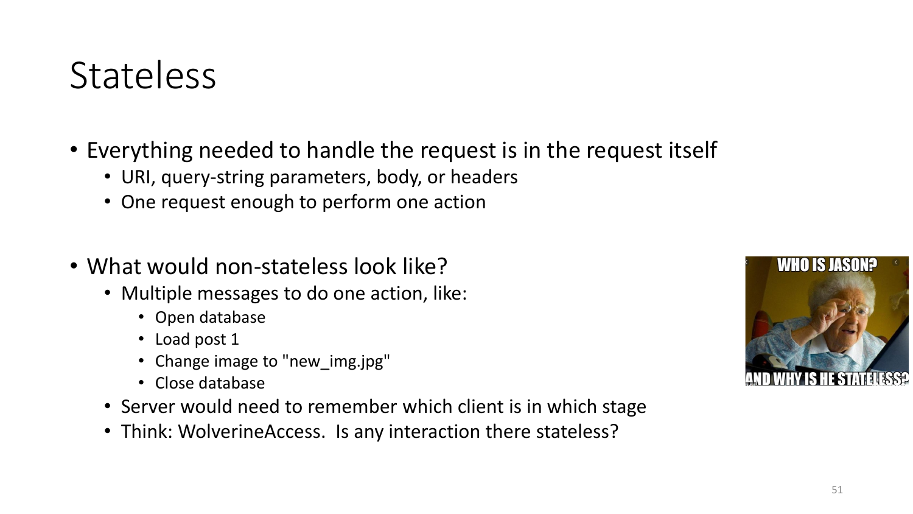# Stateless

- Everything needed to handle the request is in the request itself
  - URI, query-string parameters, body, or headers
  - One request enough to perform one action

- What would non-stateless look like?
  - Multiple messages to do one action, like:
    - Open database
    - Load post 1
    - Change image to "new_img.jpg"
    - Close database
  - Server would need to remember which client is in which stage
  - Think: WolverineAccess. Is any interaction there stateless?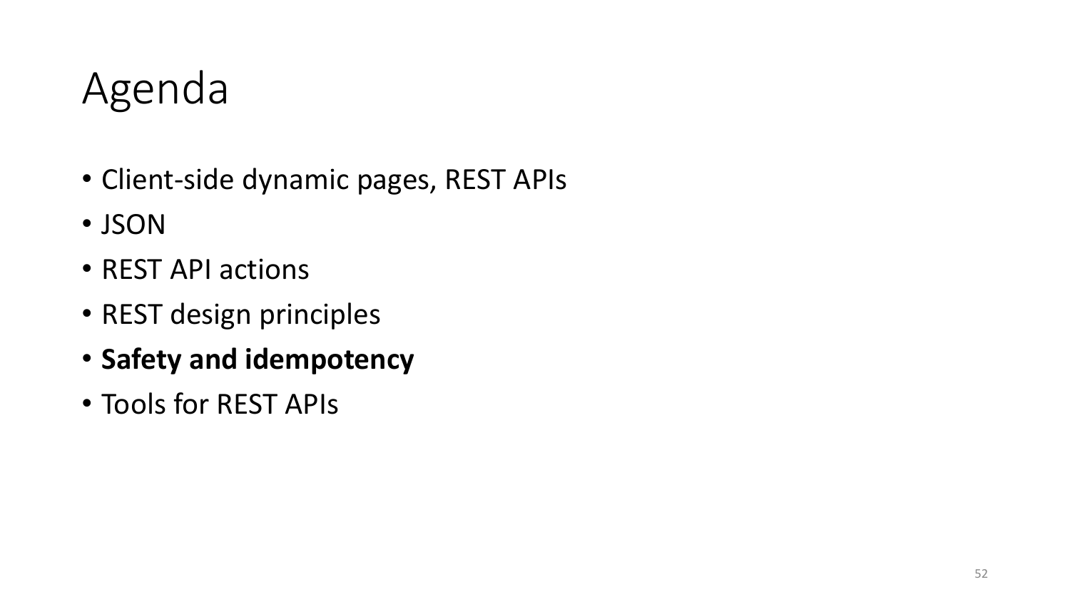# Agenda

- Client-side dynamic pages, REST APIs
- JSON
- REST API actions
- REST design principles
- **Safety and idempotency**
- Tools for REST APIs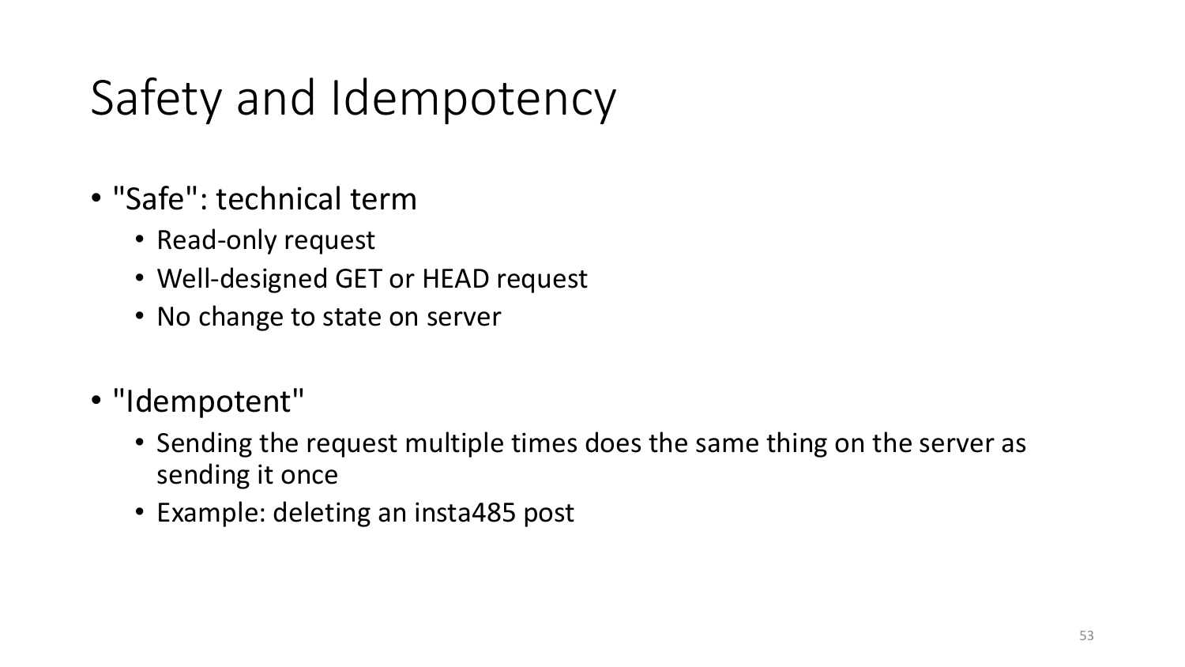# Safety and Idempotency

- "Safe": technical term
  - Read-only request
  - Well-designed GET or HEAD request
  - No change to state on server

- "Idempotent"
  - Sending the request multiple times does the same thing on the server as sending it once
  - Example: deleting an insta485 post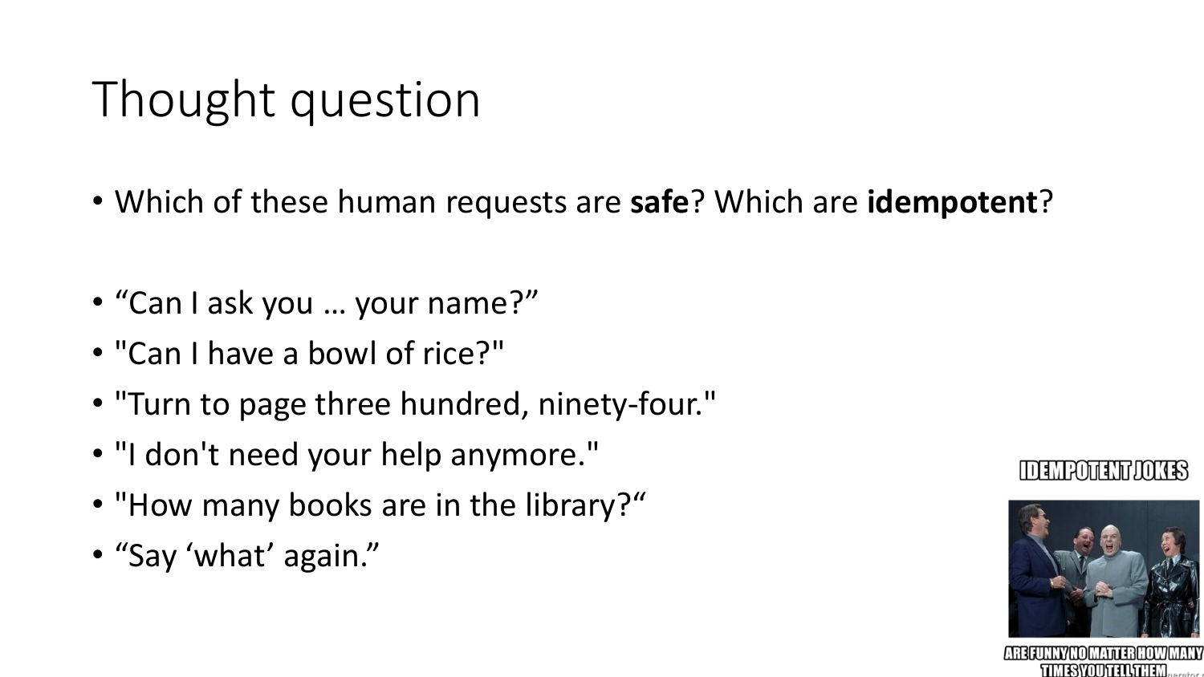# Thought question

- Which of these human requests are **safe**? Which are **idempotent**?

- “Can I ask you … your name?”
- "Can I have a bowl of rice?"
- "Turn to page three hundred, ninety-four."
- "I don't need your help anymore."
- "How many books are in the library?“
- “Say ‘what’ again.”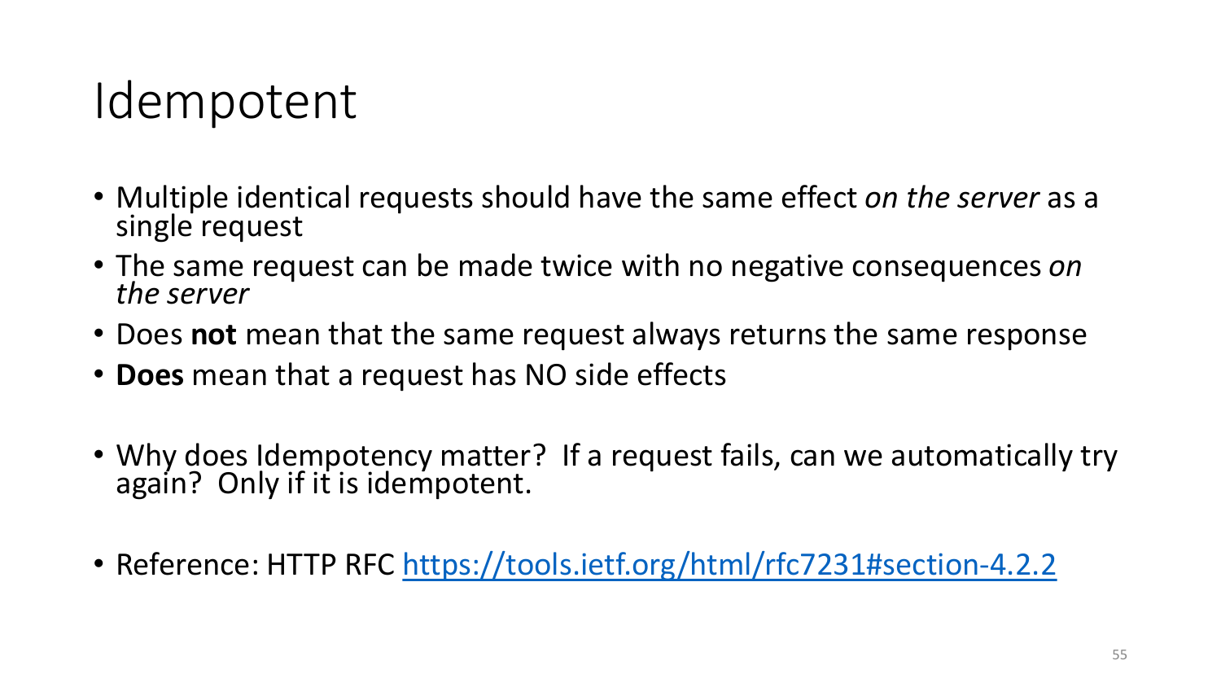# Idempotent

- Multiple identical requests should have the same effect *on the server* as a single request
- The same request can be made twice with no negative consequences *on the server*
- Does **not** mean that the same request always returns the same response
- **Does** mean that a request has NO side effects

- Why does Idempotency matter? If a request fails, can we automatically try again? Only if it is idempotent.

- Reference: HTTP RFC [https://tools.ietf.org/html/rfc7231#section-4.2.2](https://tools.ietf.org/html/rfc7231#section-4.2.2)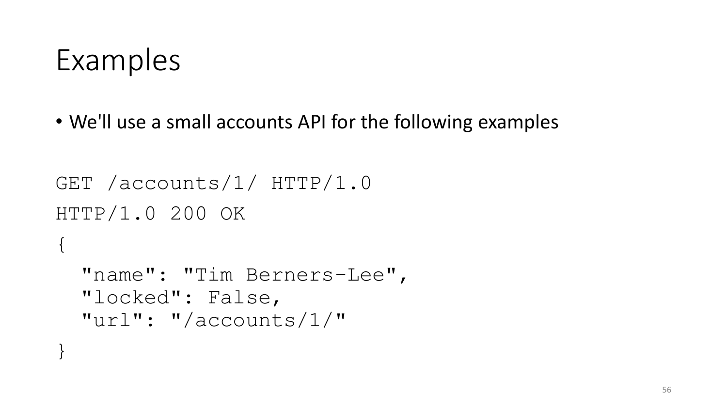# Examples

- We'll use a small accounts API for the following examples

```
GET /accounts/1/ HTTP/1.0
HTTP/1.0 200 OK
{
  "name": "Tim Berners-Lee",
  "locked": False,
  "url": "/accounts/1/"
}
```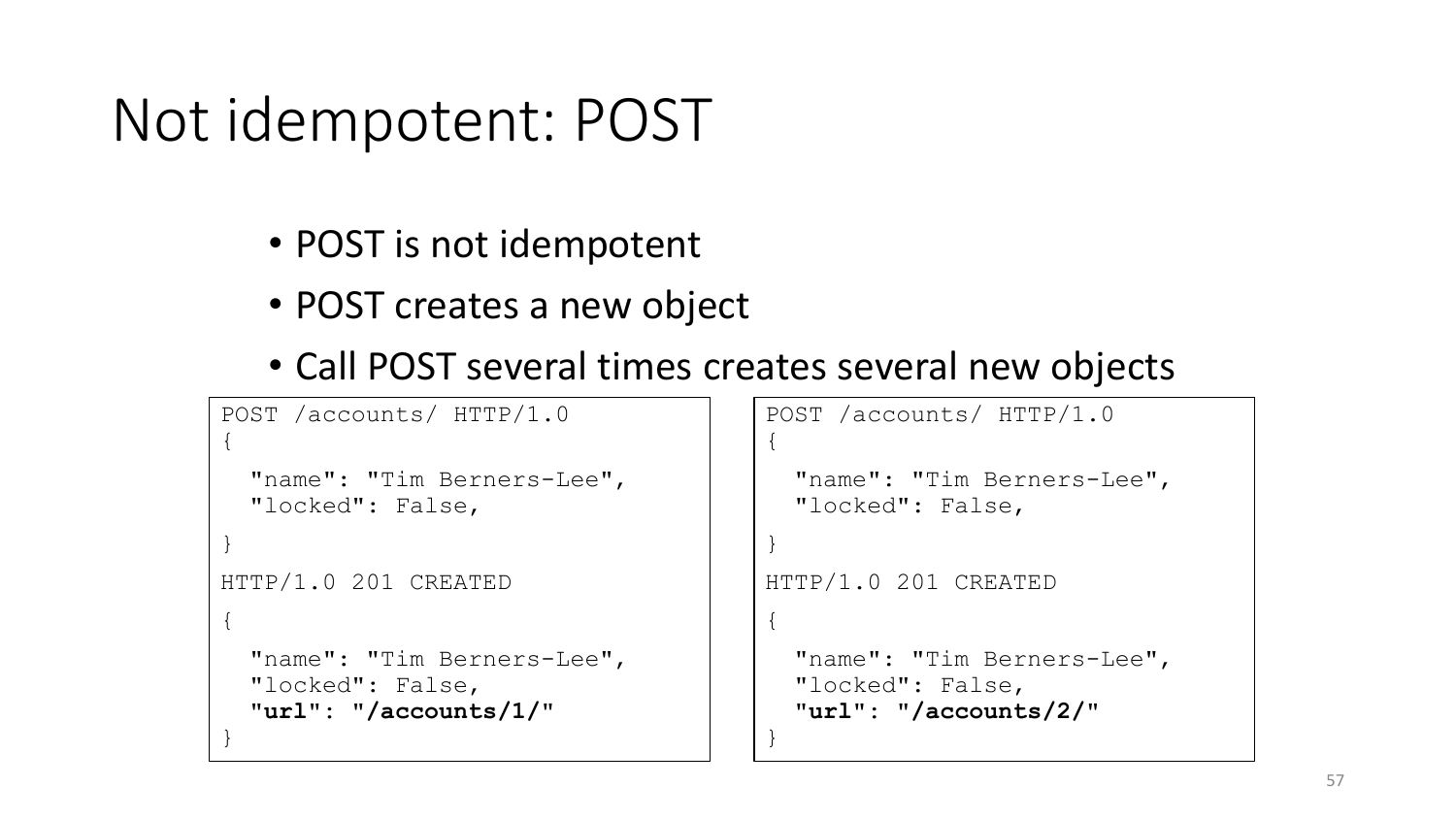# Not idempotent: POST

- POST is not idempotent
- POST creates a new object
- Call POST several times creates several new objects

```
POST /accounts/ HTTP/1.0
{
  "name": "Tim Berners-Lee",
  "locked": False,
}
HTTP/1.0 201 CREATED
{
  "name": "Tim Berners-Lee",
  "locked": False,
  "url": "/accounts/1/"
}
```

```
POST /accounts/ HTTP/1.0
{
  "name": "Tim Berners-Lee",
  "locked": False,
}
HTTP/1.0 201 CREATED
{
  "name": "Tim Berners-Lee",
  "locked": False,
  "url": "/accounts/2/"
}
```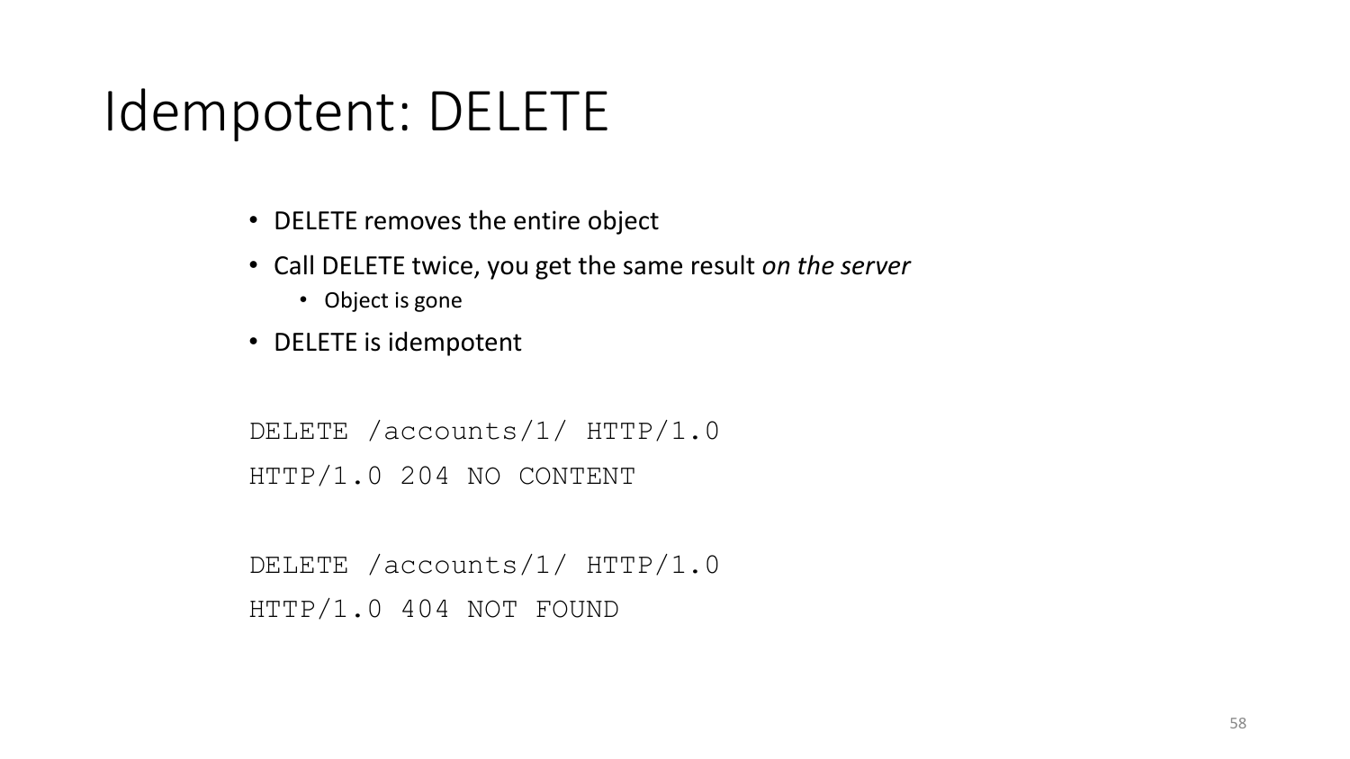# Idempotent: DELETE

- DELETE removes the entire object
- Call DELETE twice, you get the same result *on the server*
  - Object is gone
- DELETE is idempotent

```
DELETE /accounts/1/ HTTP/1.0
HTTP/1.0 204 NO CONTENT

DELETE /accounts/1/ HTTP/1.0
HTTP/1.0 404 NOT FOUND
```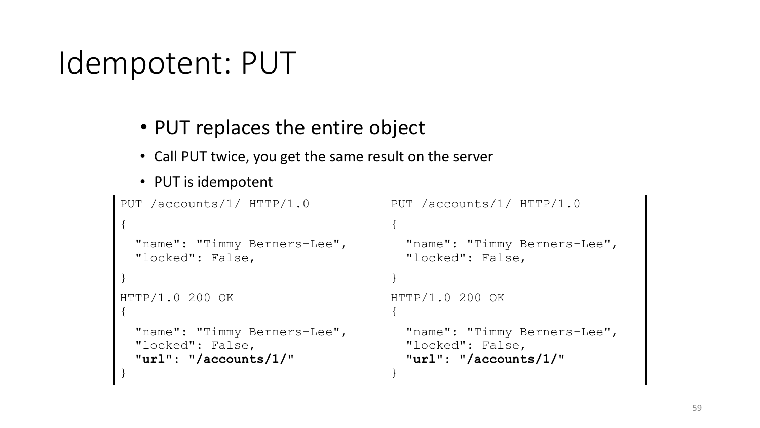# Idempotent: PUT

- PUT replaces the entire object
  - Call PUT twice, you get the same result on the server
  - PUT is idempotent

```
PUT /accounts/1/ HTTP/1.0
{
  "name": "Timmy Berners-Lee",
  "locked": False,
}
HTTP/1.0 200 OK
{
  "name": "Timmy Berners-Lee",
  "locked": False,
  "url": "/accounts/1/"
}
```

```
PUT /accounts/1/ HTTP/1.0
{
  "name": "Timmy Berners-Lee",
  "locked": False,
}
HTTP/1.0 200 OK
{
  "name": "Timmy Berners-Lee",
  "locked": False,
  "url": "/accounts/1/"
}
```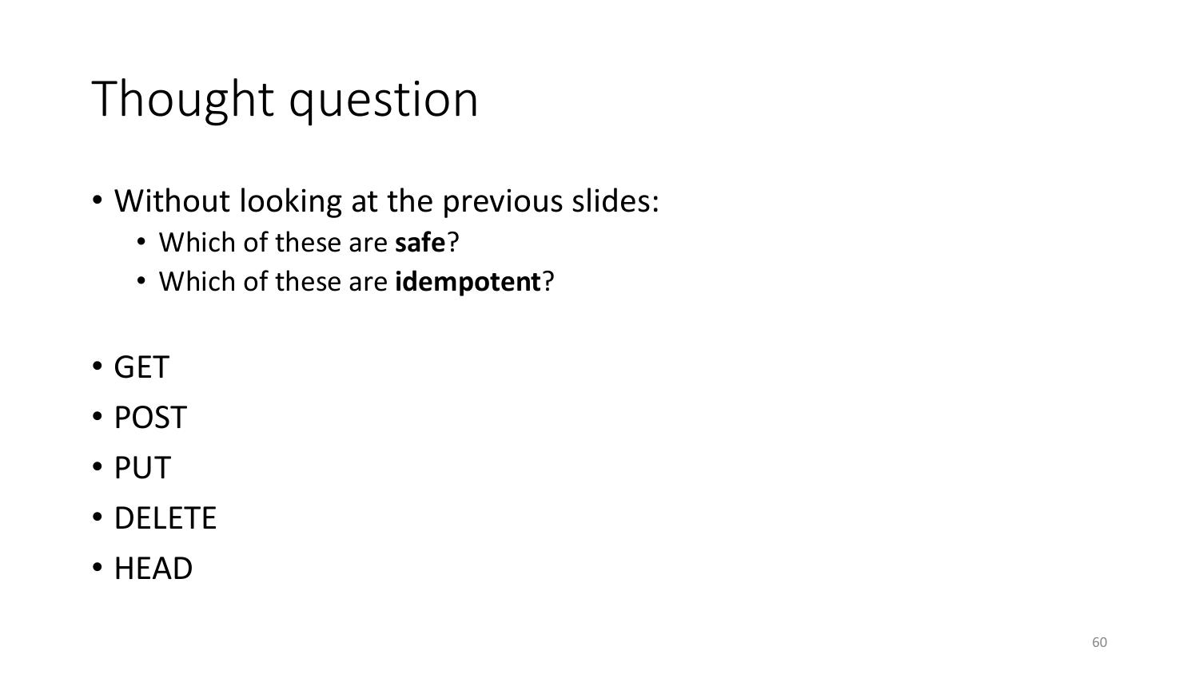# Thought question

- Without looking at the previous slides:
  - Which of these are **safe**?
  - Which of these are **idempotent**?

- GET
- POST
- PUT
- DELETE
- HEAD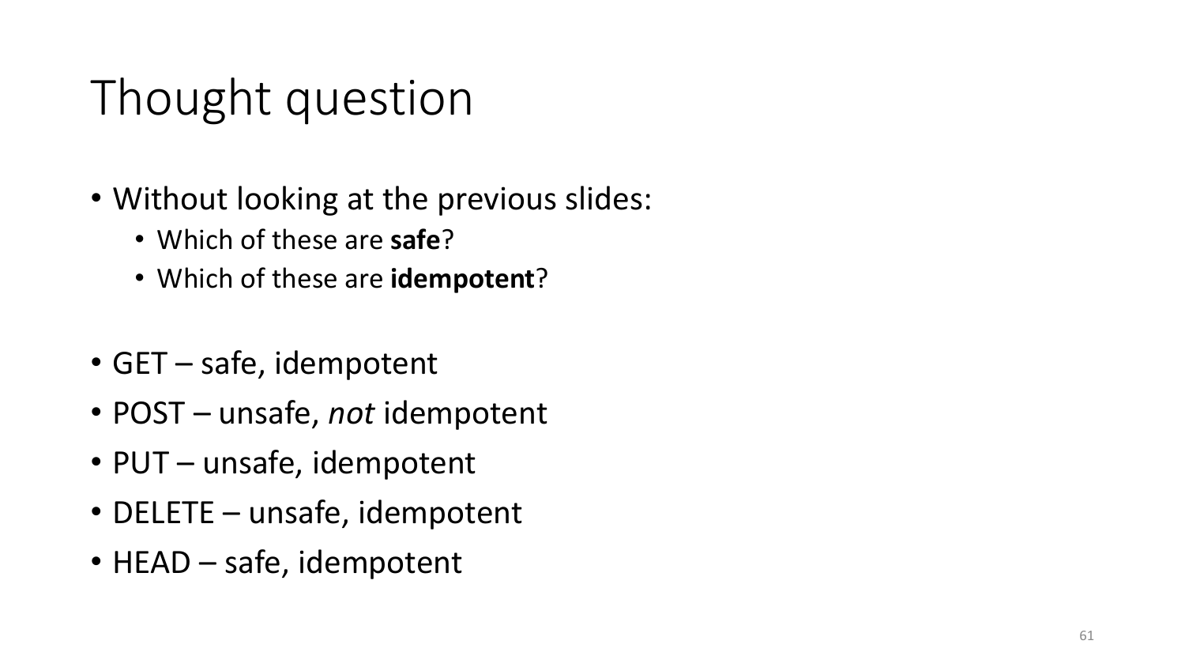# Thought question

- Without looking at the previous slides:
  - Which of these are **safe**?
  - Which of these are **idempotent**?

- GET – safe, idempotent
- POST – unsafe, *not* idempotent
- PUT – unsafe, idempotent
- DELETE – unsafe, idempotent
- HEAD – safe, idempotent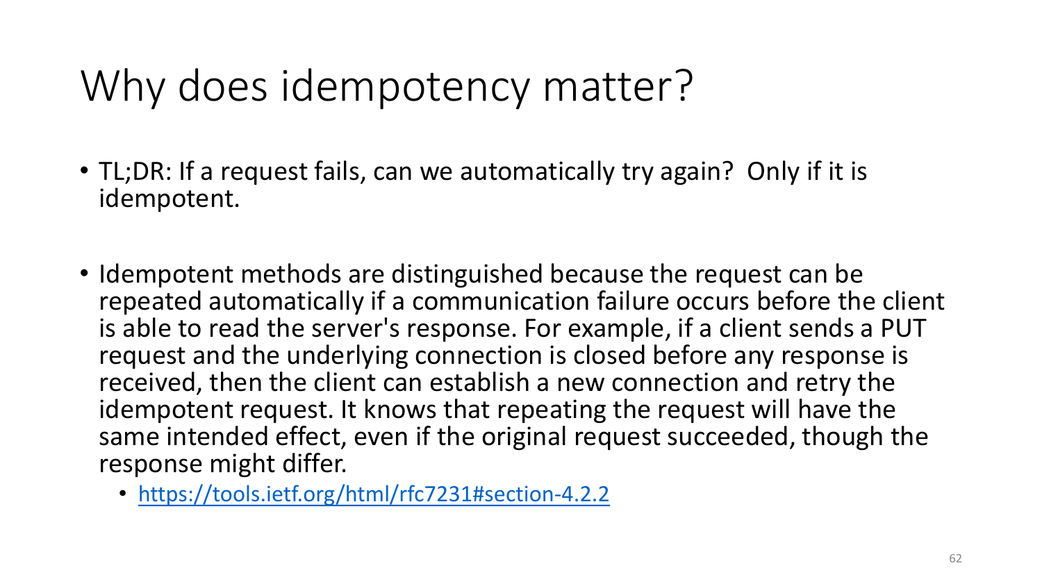# Why does idempotency matter?

- TL;DR: If a request fails, can we automatically try again? Only if it is idempotent.

- Idempotent methods are distinguished because the request can be repeated automatically if a communication failure occurs before the client is able to read the server's response. For example, if a client sends a PUT request and the underlying connection is closed before any response is received, then the client can establish a new connection and retry the idempotent request. It knows that repeating the request will have the same intended effect, even if the original request succeeded, though the response might differ.
  - https://tools.ietf.org/html/rfc7231#section-4.2.2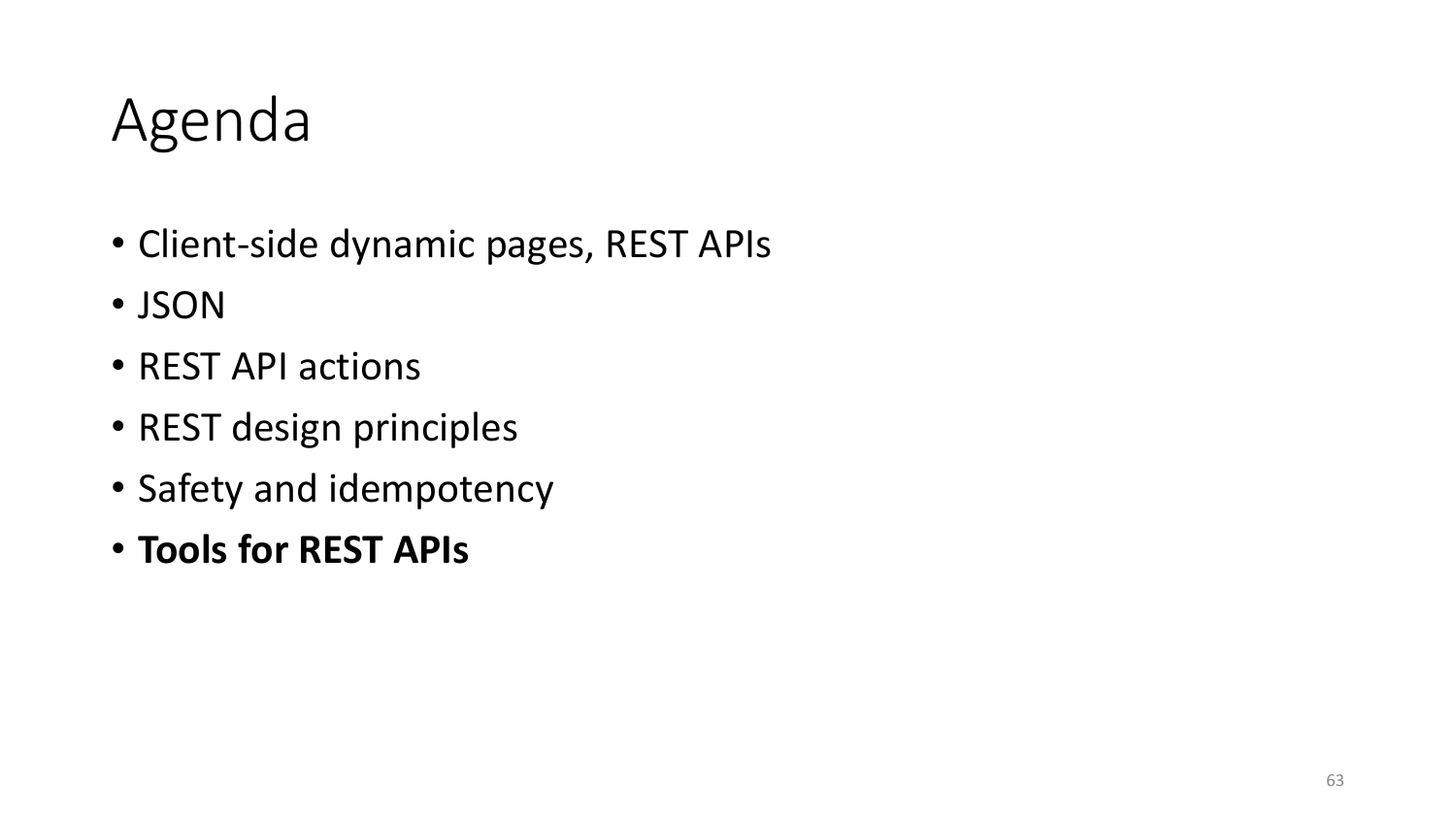# Agenda

- Client-side dynamic pages, REST APIs
- JSON
- REST API actions
- REST design principles
- Safety and idempotency
- **Tools for REST APIs**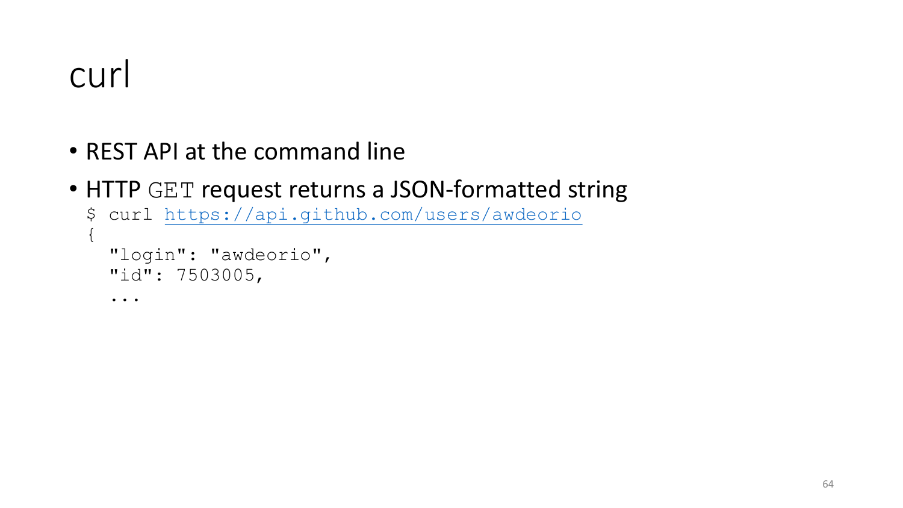# curl

- REST API at the command line
- HTTP `GET` request returns a JSON-formatted string

```
$ curl https://api.github.com/users/awdeorio
{
  "login": "awdeorio",
  "id": 7503005,
  ...
```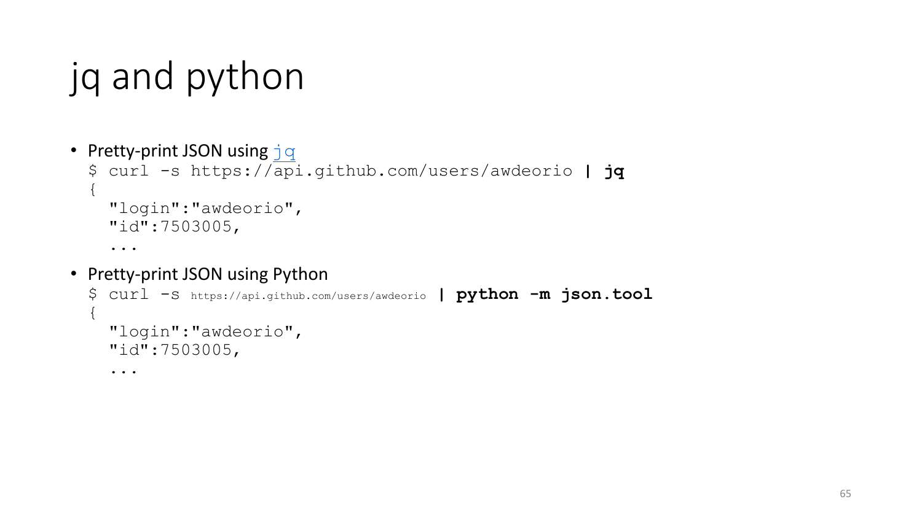# jq and python

- Pretty-print JSON using [jq](jq)

```
$ curl -s https://api.github.com/users/awdeorio | jq
{
  "login":"awdeorio",
  "id":7503005,
  ...
```

- Pretty-print JSON using Python

```
$ curl -s https://api.github.com/users/awdeorio | python -m json.tool
{
  "login":"awdeorio",
  "id":7503005,
  ...
```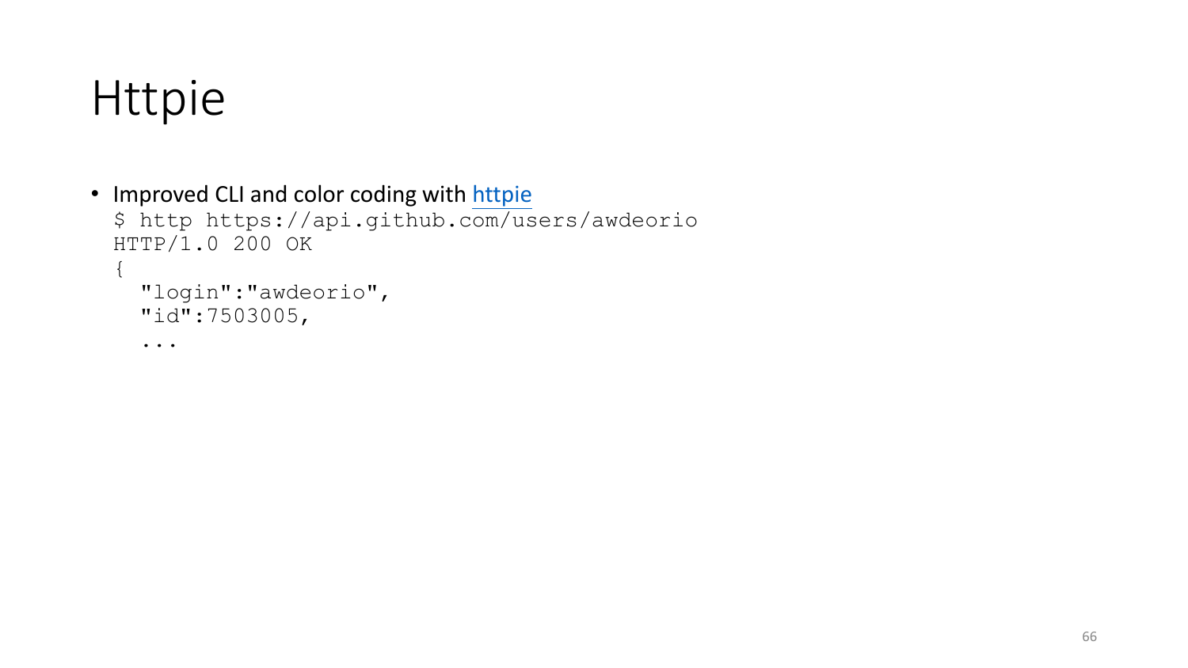# Httpie

- Improved CLI and color coding with httpie

```
$ http https://api.github.com/users/awdeorio
HTTP/1.0 200 OK
{
  "login":"awdeorio",
  "id":7503005,
  ...
```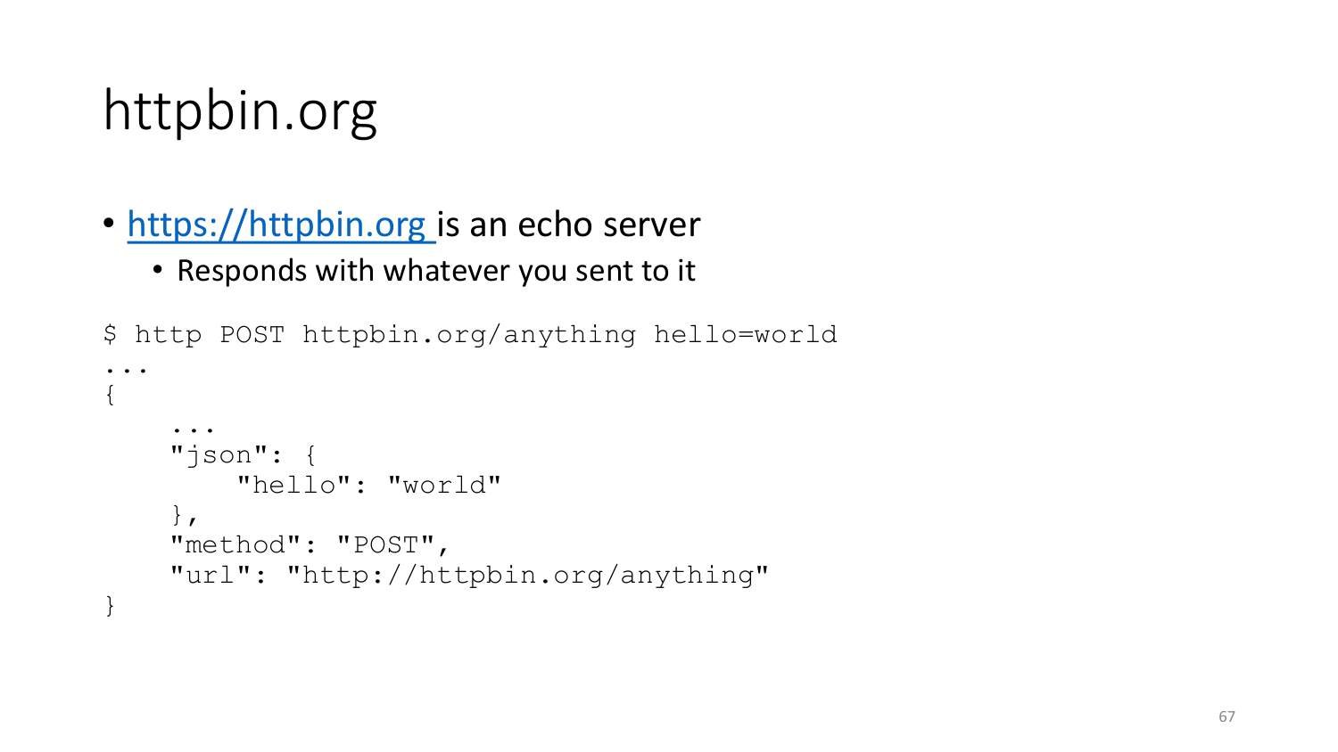# httpbin.org

- https://httpbin.org is an echo server
  - Responds with whatever you sent to it

```
$ http POST httpbin.org/anything hello=world
...
{
    ...
    "json": {
        "hello": "world"
    },
    "method": "POST",
    "url": "http://httpbin.org/anything"
}
```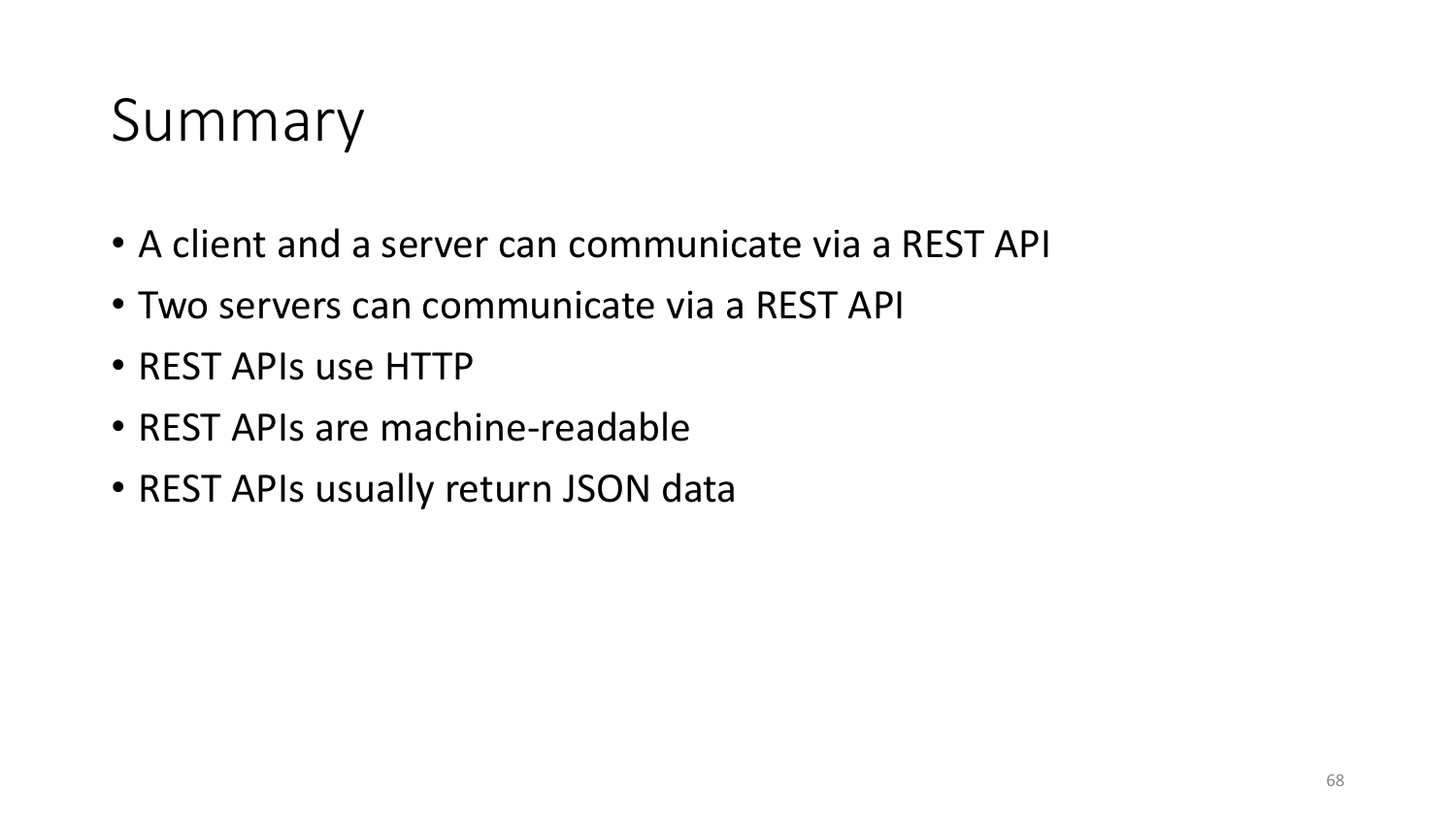# Summary

- A client and a server can communicate via a REST API
- Two servers can communicate via a REST API
- REST APIs use HTTP
- REST APIs are machine-readable
- REST APIs usually return JSON data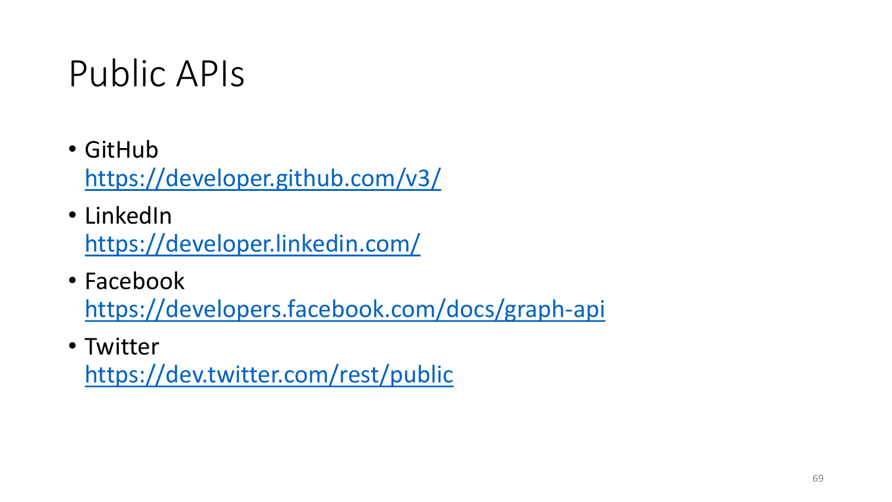# Public APIs

- GitHub
  https://developer.github.com/v3/
- LinkedIn
  https://developer.linkedin.com/
- Facebook
  https://developers.facebook.com/docs/graph-api
- Twitter
  https://dev.twitter.com/rest/public